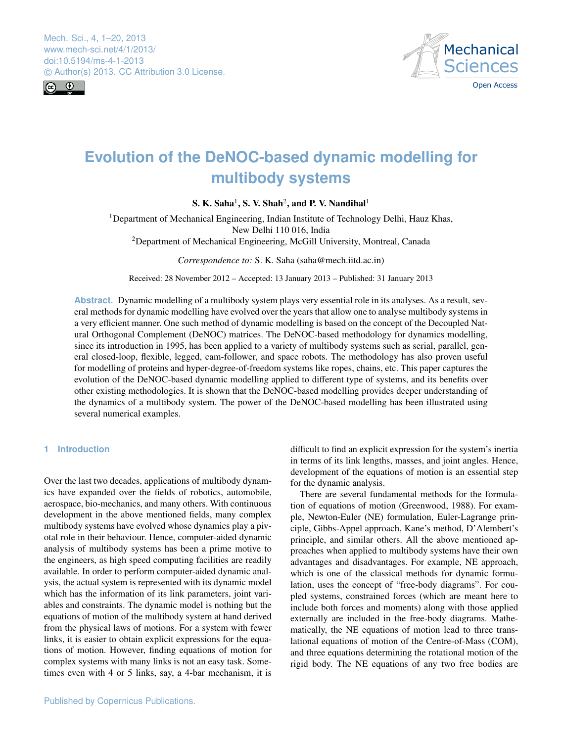# Evolution of the DeNOC-based dynamic modelling for multibody systems

**S. K. Saha[1], S. V. Shah[2], and P. V. Nandihal[1]**

[1]Department of Mechanical Engineering, Indian Institute of Technology Delhi, Hauz Khas, New Delhi 110 016, India

[2]Department of Mechanical Engineering, McGill University, Montreal, Canada

*Correspondence to:* S. K. Saha (saha@mech.iitd.ac.in)

Received: 28 November 2012 – Accepted: 13 January 2013 – Published: 31 January 2013

**Abstract.** Dynamic modelling of a multibody system plays very essential role in its analyses. As a result, several methods for dynamic modelling have evolved over the years that allow one to analyse multibody systems in a very efficient manner. One such method of dynamic modelling is based on the concept of the Decoupled Natural Orthogonal Complement (DeNOC) matrices. The DeNOC-based methodology for dynamics modelling, since its introduction in 1995, has been applied to a variety of multibody systems such as serial, parallel, general closed-loop, flexible, legged, cam-follower, and space robots. The methodology has also proven useful for modelling of proteins and hyper-degree-of-freedom systems like ropes, chains, etc. This paper captures the evolution of the DeNOC-based dynamic modelling applied to different type of systems, and its benefits over other existing methodologies. It is shown that the DeNOC-based modelling provides deeper understanding of the dynamics of a multibody system. The power of the DeNOC-based modelling has been illustrated using several numerical examples.

## 1 Introduction

Over the last two decades, applications of multibody dynamics have expanded over the fields of robotics, automobile, aerospace, bio-mechanics, and many others. With continuous development in the above mentioned fields, many complex multibody systems have evolved whose dynamics play a pivotal role in their behaviour. Hence, computer-aided dynamic analysis of multibody systems has been a prime motive to the engineers, as high speed computing facilities are readily available. In order to perform computer-aided dynamic analysis, the actual system is represented with its dynamic model which has the information of its link parameters, joint variables and constraints. The dynamic model is nothing but the equations of motion of the multibody system at hand derived from the physical laws of motions. For a system with fewer links, it is easier to obtain explicit expressions for the equations of motion. However, finding equations of motion for complex systems with many links is not an easy task. Sometimes even with 4 or 5 links, say, a 4-bar mechanism, it is difficult to find an explicit expression for the system's inertia in terms of its link lengths, masses, and joint angles. Hence, development of the equations of motion is an essential step for the dynamic analysis.

There are several fundamental methods for the formulation of equations of motion (Greenwood, 1988). For example, Newton-Euler (NE) formulation, Euler-Lagrange principle, Gibbs-Appel approach, Kane's method, D'Alembert's principle, and similar others. All the above mentioned approaches when applied to multibody systems have their own advantages and disadvantages. For example, NE approach, which is one of the classical methods for dynamic formulation, uses the concept of "free-body diagrams". For coupled systems, constrained forces (which are meant here to include both forces and moments) along with those applied externally are included in the free-body diagrams. Mathematically, the NE equations of motion lead to three translational equations of motion of the Centre-of-Mass (COM), and three equations determining the rotational motion of the rigid body. The NE equations of any two free bodies are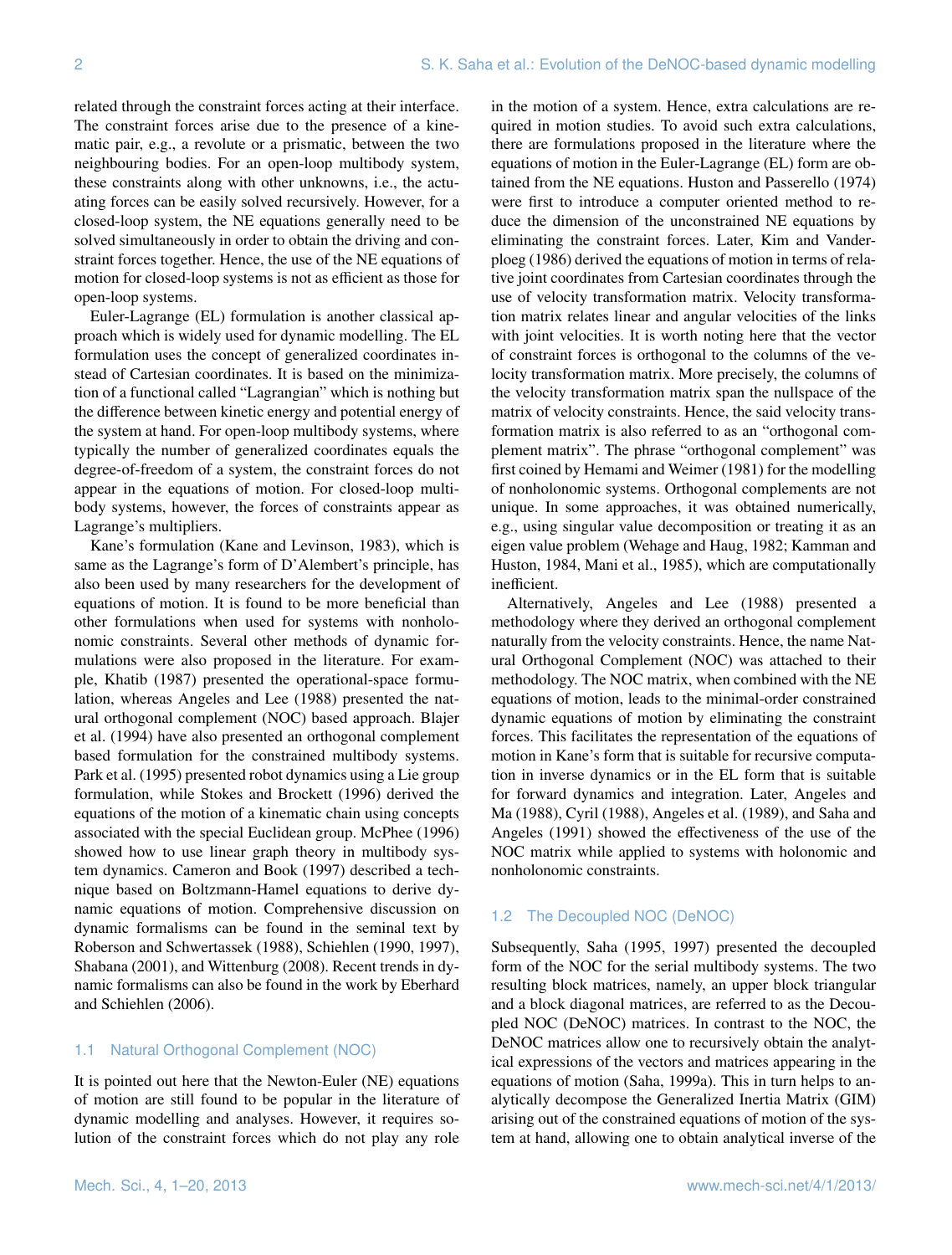related through the constraint forces acting at their interface. The constraint forces arise due to the presence of a kinematic pair, e.g., a revolute or a prismatic, between the two neighbouring bodies. For an open-loop multibody system, these constraints along with other unknowns, i.e., the actuating forces can be easily solved recursively. However, for a closed-loop system, the NE equations generally need to be solved simultaneously in order to obtain the driving and constraint forces together. Hence, the use of the NE equations of motion for closed-loop systems is not as efficient as those for open-loop systems.

Euler-Lagrange (EL) formulation is another classical approach which is widely used for dynamic modelling. The EL formulation uses the concept of generalized coordinates instead of Cartesian coordinates. It is based on the minimization of a functional called "Lagrangian" which is nothing but the difference between kinetic energy and potential energy of the system at hand. For open-loop multibody systems, where typically the number of generalized coordinates equals the degree-of-freedom of a system, the constraint forces do not appear in the equations of motion. For closed-loop multibody systems, however, the forces of constraints appear as Lagrange's multipliers.

Kane's formulation (Kane and Levinson, 1983), which is same as the Lagrange's form of D'Alembert's principle, has also been used by many researchers for the development of equations of motion. It is found to be more beneficial than other formulations when used for systems with nonholonomic constraints. Several other methods of dynamic formulations were also proposed in the literature. For example, Khatib (1987) presented the operational-space formulation, whereas Angeles and Lee (1988) presented the natural orthogonal complement (NOC) based approach. Blajer et al. (1994) have also presented an orthogonal complement based formulation for the constrained multibody systems. Park et al. (1995) presented robot dynamics using a Lie group formulation, while Stokes and Brockett (1996) derived the equations of the motion of a kinematic chain using concepts associated with the special Euclidean group. McPhee (1996) showed how to use linear graph theory in multibody system dynamics. Cameron and Book (1997) described a technique based on Boltzmann-Hamel equations to derive dynamic equations of motion. Comprehensive discussion on dynamic formalisms can be found in the seminal text by Roberson and Schwertassek (1988), Schiehlen (1990, 1997), Shabana (2001), and Wittenburg (2008). Recent trends in dynamic formalisms can also be found in the work by Eberhard and Schiehlen (2006).

## 1.1 Natural Orthogonal Complement (NOC)

It is pointed out here that the Newton-Euler (NE) equations of motion are still found to be popular in the literature of dynamic modelling and analyses. However, it requires solution of the constraint forces which do not play any role in the motion of a system. Hence, extra calculations are required in motion studies. To avoid such extra calculations, there are formulations proposed in the literature where the equations of motion in the Euler-Lagrange (EL) form are obtained from the NE equations. Huston and Passerello (1974) were first to introduce a computer oriented method to reduce the dimension of the unconstrained NE equations by eliminating the constraint forces. Later, Kim and Vanderploeg (1986) derived the equations of motion in terms of relative joint coordinates from Cartesian coordinates through the use of velocity transformation matrix. Velocity transformation matrix relates linear and angular velocities of the links with joint velocities. It is worth noting here that the vector of constraint forces is orthogonal to the columns of the velocity transformation matrix. More precisely, the columns of the velocity transformation matrix span the nullspace of the matrix of velocity constraints. Hence, the said velocity transformation matrix is also referred to as an "orthogonal complement matrix". The phrase "orthogonal complement" was first coined by Hemami and Weimer (1981) for the modelling of nonholonomic systems. Orthogonal complements are not unique. In some approaches, it was obtained numerically, e.g., using singular value decomposition or treating it as an eigen value problem (Wehage and Haug, 1982; Kamman and Huston, 1984, Mani et al., 1985), which are computationally inefficient.

Alternatively, Angeles and Lee (1988) presented a methodology where they derived an orthogonal complement naturally from the velocity constraints. Hence, the name Natural Orthogonal Complement (NOC) was attached to their methodology. The NOC matrix, when combined with the NE equations of motion, leads to the minimal-order constrained dynamic equations of motion by eliminating the constraint forces. This facilitates the representation of the equations of motion in Kane's form that is suitable for recursive computation in inverse dynamics or in the EL form that is suitable for forward dynamics and integration. Later, Angeles and Ma (1988), Cyril (1988), Angeles et al. (1989), and Saha and Angeles (1991) showed the effectiveness of the use of the NOC matrix while applied to systems with holonomic and nonholonomic constraints.

## 1.2 The Decoupled NOC (DeNOC)

Subsequently, Saha (1995, 1997) presented the decoupled form of the NOC for the serial multibody systems. The two resulting block matrices, namely, an upper block triangular and a block diagonal matrices, are referred to as the Decoupled NOC (DeNOC) matrices. In contrast to the NOC, the DeNOC matrices allow one to recursively obtain the analytical expressions of the vectors and matrices appearing in the equations of motion (Saha, 1999a). This in turn helps to analytically decompose the Generalized Inertia Matrix (GIM) arising out of the constrained equations of motion of the system at hand, allowing one to obtain analytical inverse of the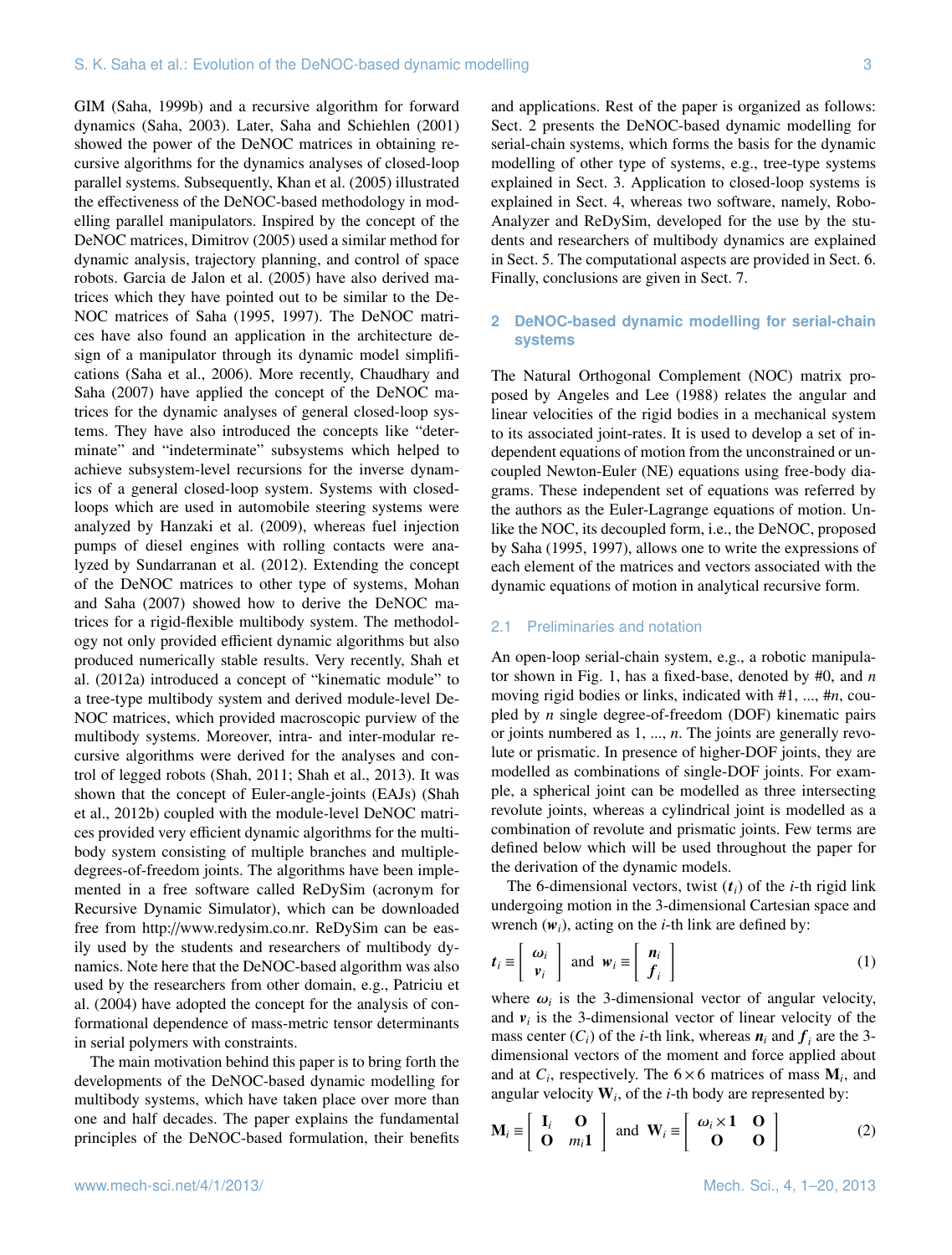GIM (Saha, 1999b) and a recursive algorithm for forward dynamics (Saha, 2003). Later, Saha and Schiehlen (2001) showed the power of the DeNOC matrices in obtaining recursive algorithms for the dynamics analyses of closed-loop parallel systems. Subsequently, Khan et al. (2005) illustrated the effectiveness of the DeNOC-based methodology in modelling parallel manipulators. Inspired by the concept of the DeNOC matrices, Dimitrov (2005) used a similar method for dynamic analysis, trajectory planning, and control of space robots. Garcia de Jalon et al. (2005) have also derived matrices which they have pointed out to be similar to the DeNOC matrices of Saha (1995, 1997). The DeNOC matrices have also found an application in the architecture design of a manipulator through its dynamic model simplifications (Saha et al., 2006). More recently, Chaudhary and Saha (2007) have applied the concept of the DeNOC matrices for the dynamic analyses of general closed-loop systems. They have also introduced the concepts like "determinate" and "indeterminate" subsystems which helped to achieve subsystem-level recursions for the inverse dynamics of a general closed-loop system. Systems with closed-loops which are used in automobile steering systems were analyzed by Hanzaki et al. (2009), whereas fuel injection pumps of diesel engines with rolling contacts were analyzed by Sundarranan et al. (2012). Extending the concept of the DeNOC matrices to other type of systems, Mohan and Saha (2007) showed how to derive the DeNOC matrices for a rigid-flexible multibody system. The methodology not only provided efficient dynamic algorithms but also produced numerically stable results. Very recently, Shah et al. (2012a) introduced a concept of "kinematic module" to a tree-type multibody system and derived module-level DeNOC matrices, which provided macroscopic purview of the multibody systems. Moreover, intra- and inter-modular recursive algorithms were derived for the analyses and control of legged robots (Shah, 2011; Shah et al., 2013). It was shown that the concept of Euler-angle-joints (EAJs) (Shah et al., 2012b) coupled with the module-level DeNOC matrices provided very efficient dynamic algorithms for the multibody system consisting of multiple branches and multiple-degrees-of-freedom joints. The algorithms have been implemented in a free software called ReDySim (acronym for Recursive Dynamic Simulator), which can be downloaded free from http://www.redysim.co.nr. ReDySim can be easily used by the students and researchers of multibody dynamics. Note here that the DeNOC-based algorithm was also used by the researchers from other domain, e.g., Patriciu et al. (2004) have adopted the concept for the analysis of conformational dependence of mass-metric tensor determinants in serial polymers with constraints.

The main motivation behind this paper is to bring forth the developments of the DeNOC-based dynamic modelling for multibody systems, which have taken place over more than one and half decades. The paper explains the fundamental principles of the DeNOC-based formulation, their benefits and applications. Rest of the paper is organized as follows: Sect. 2 presents the DeNOC-based dynamic modelling for serial-chain systems, which forms the basis for the dynamic modelling of other type of systems, e.g., tree-type systems explained in Sect. 3. Application to closed-loop systems is explained in Sect. 4, whereas two software, namely, RoboAnalyzer and ReDySim, developed for the use by the students and researchers of multibody dynamics are explained in Sect. 5. The computational aspects are provided in Sect. 6. Finally, conclusions are given in Sect. 7.

## 2 DeNOC-based dynamic modelling for serial-chain systems

The Natural Orthogonal Complement (NOC) matrix proposed by Angeles and Lee (1988) relates the angular and linear velocities of the rigid bodies in a mechanical system to its associated joint-rates. It is used to develop a set of independent equations of motion from the unconstrained or uncoupled Newton-Euler (NE) equations using free-body diagrams. These independent set of equations was referred by the authors as the Euler-Lagrange equations of motion. Unlike the NOC, its decoupled form, i.e., the DeNOC, proposed by Saha (1995, 1997), allows one to write the expressions of each element of the matrices and vectors associated with the dynamic equations of motion in analytical recursive form.

### 2.1 Preliminaries and notation

An open-loop serial-chain system, e.g., a robotic manipulator shown in Fig. 1, has a fixed-base, denoted by #0, and $n$ moving rigid bodies or links, indicated with #1, ..., #$n$, coupled by $n$ single degree-of-freedom (DOF) kinematic pairs or joints numbered as 1, ..., $n$. The joints are generally revolute or prismatic. In presence of higher-DOF joints, they are modelled as combinations of single-DOF joints. For example, a spherical joint can be modelled as three intersecting revolute joints, whereas a cylindrical joint is modelled as a combination of revolute and prismatic joints. Few terms are defined below which will be used throughout the paper for the derivation of the dynamic models.

The 6-dimensional vectors, twist ($\boldsymbol{t}_i$) of the $i$-th rigid link undergoing motion in the 3-dimensional Cartesian space and wrench ($\boldsymbol{w}_i$), acting on the $i$-th link are defined by:

$$\boldsymbol{t}_i \equiv \begin{bmatrix} \boldsymbol{\omega}_i \\ \boldsymbol{v}_i \end{bmatrix} \text{ and } \boldsymbol{w}_i \equiv \begin{bmatrix} \boldsymbol{n}_i \\ \boldsymbol{f}_i \end{bmatrix} \tag{1}$$

where $\boldsymbol{\omega}_i$ is the 3-dimensional vector of angular velocity, and $\boldsymbol{v}_i$ is the 3-dimensional vector of linear velocity of the mass center ($C_i$) of the $i$-th link, whereas $\boldsymbol{n}_i$ and $\boldsymbol{f}_i$ are the 3-dimensional vectors of the moment and force applied about and at $C_i$, respectively. The $6 \times 6$ matrices of mass $\mathbf{M}_i$, and angular velocity $\mathbf{W}_i$, of the $i$-th body are represented by:

$$\mathbf{M}_i \equiv \begin{bmatrix} \mathbf{I}_i & \mathbf{O} \\ \mathbf{O} & m_i\mathbf{1} \end{bmatrix} \text{ and } \mathbf{W}_i \equiv \begin{bmatrix} \boldsymbol{\omega}_i \times \mathbf{1} & \mathbf{O} \\ \mathbf{O} & \mathbf{O} \end{bmatrix} \tag{2}$$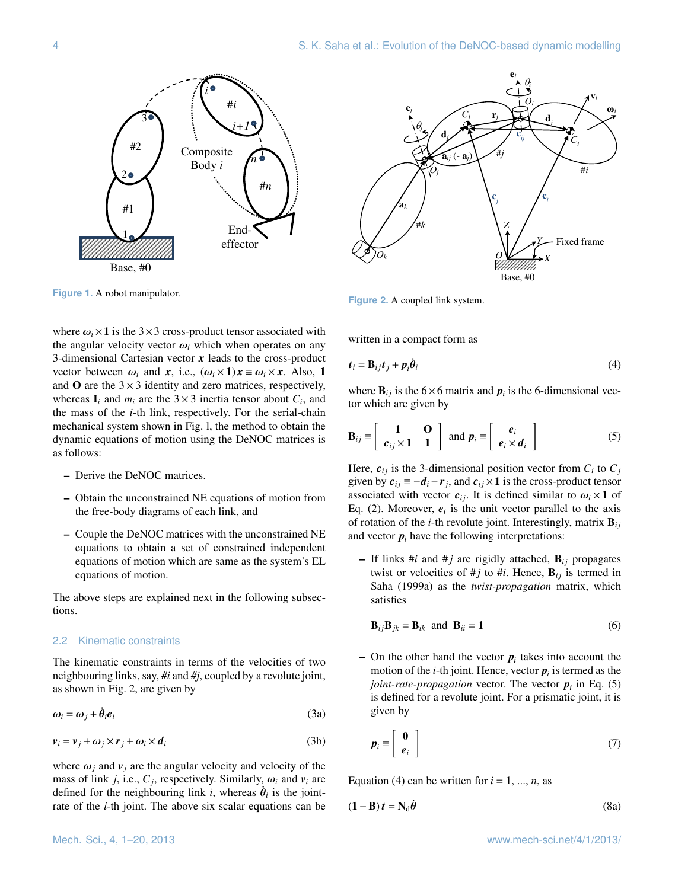Figure 1. A robot manipulator.

Figure 2. A coupled link system.

where $\boldsymbol{\omega}_i \times \mathbf{1}$ is the $3\times3$ cross-product tensor associated with the angular velocity vector $\boldsymbol{\omega}_i$ which when operates on any 3-dimensional Cartesian vector $\boldsymbol{x}$ leads to the cross-product vector between $\boldsymbol{\omega}_i$ and $\boldsymbol{x}$, i.e., $(\boldsymbol{\omega}_i \times \mathbf{1})\boldsymbol{x} \equiv \boldsymbol{\omega}_i \times \boldsymbol{x}$. Also, $\mathbf{1}$ and $\mathbf{O}$ are the $3\times3$ identity and zero matrices, respectively, whereas $\mathbf{I}_i$ and $m_i$ are the $3\times3$ inertia tensor about $C_i$, and the mass of the $i$-th link, respectively. For the serial-chain mechanical system shown in Fig. 1, the method to obtain the dynamic equations of motion using the DeNOC matrices is as follows:

- Derive the DeNOC matrices.
- Obtain the unconstrained NE equations of motion from the free-body diagrams of each link, and
- Couple the DeNOC matrices with the unconstrained NE equations to obtain a set of constrained independent equations of motion which are same as the system's EL equations of motion.

The above steps are explained next in the following subsections.

### 2.2 Kinematic constraints

The kinematic constraints in terms of the velocities of two neighbouring links, say, #$i$ and #$j$, coupled by a revolute joint, as shown in Fig. 2, are given by

$$\boldsymbol{\omega}_i = \boldsymbol{\omega}_j + \dot{\theta}_i \boldsymbol{e}_i \tag{3a}$$

$$\boldsymbol{v}_i = \boldsymbol{v}_j + \boldsymbol{\omega}_j \times \boldsymbol{r}_j + \boldsymbol{\omega}_i \times \boldsymbol{d}_i \tag{3b}$$

where $\boldsymbol{\omega}_j$ and $\boldsymbol{v}_j$ are the angular velocity and velocity of the mass of link $j$, i.e., $C_j$, respectively. Similarly, $\boldsymbol{\omega}_i$ and $\boldsymbol{v}_i$ are defined for the neighbouring link $i$, whereas $\dot{\theta}_i$ is the joint-rate of the $i$-th joint. The above six scalar equations can be written in a compact form as

$$\boldsymbol{t}_i = \mathbf{B}_{ij}\boldsymbol{t}_j + \boldsymbol{p}_i\dot{\theta}_i \tag{4}$$

where $\mathbf{B}_{ij}$ is the $6\times6$ matrix and $\boldsymbol{p}_i$ is the 6-dimensional vector which are given by

$$\mathbf{B}_{ij} \equiv \begin{bmatrix} \mathbf{1} & \mathbf{O} \\ \boldsymbol{c}_{ij}\times\mathbf{1} & \mathbf{1} \end{bmatrix} \text{ and } \boldsymbol{p}_i \equiv \begin{bmatrix} \boldsymbol{e}_i \\ \boldsymbol{e}_i \times \boldsymbol{d}_i \end{bmatrix} \tag{5}$$

Here, $\boldsymbol{c}_{ij}$ is the 3-dimensional position vector from $C_i$ to $C_j$ given by $\boldsymbol{c}_{ij} \equiv -\boldsymbol{d}_i - \boldsymbol{r}_j$, and $\boldsymbol{c}_{ij}\times\mathbf{1}$ is the cross-product tensor associated with vector $\boldsymbol{c}_{ij}$. It is defined similar to $\boldsymbol{\omega}_i \times \mathbf{1}$ of Eq. (2). Moreover, $\boldsymbol{e}_i$ is the unit vector parallel to the axis of rotation of the $i$-th revolute joint. Interestingly, matrix $\mathbf{B}_{ij}$ and vector $\boldsymbol{p}_i$ have the following interpretations:

- If links #$i$ and #$j$ are rigidly attached, $\mathbf{B}_{ij}$ propagates twist or velocities of #$j$ to #$i$. Hence, $\mathbf{B}_{ij}$ is termed in Saha (1999a) as the *twist-propagation* matrix, which satisfies

$$\mathbf{B}_{ij}\mathbf{B}_{jk} = \mathbf{B}_{ik} \text{ and } \mathbf{B}_{ii} = \mathbf{1} \tag{6}$$

- On the other hand the vector $\boldsymbol{p}_i$ takes into account the motion of the $i$-th joint. Hence, vector $\boldsymbol{p}_i$ is termed as the *joint-rate-propagation* vector. The vector $\boldsymbol{p}_i$ in Eq. (5) is defined for a revolute joint. For a prismatic joint, it is given by

$$\boldsymbol{p}_i \equiv \begin{bmatrix} \mathbf{0} \\ \boldsymbol{e}_i \end{bmatrix} \tag{7}$$

Equation (4) can be written for $i = 1, ..., n$, as

$$(\mathbf{1} - \mathbf{B})\,\boldsymbol{t} = \mathbf{N}_d\dot{\boldsymbol{\theta}} \tag{8a}$$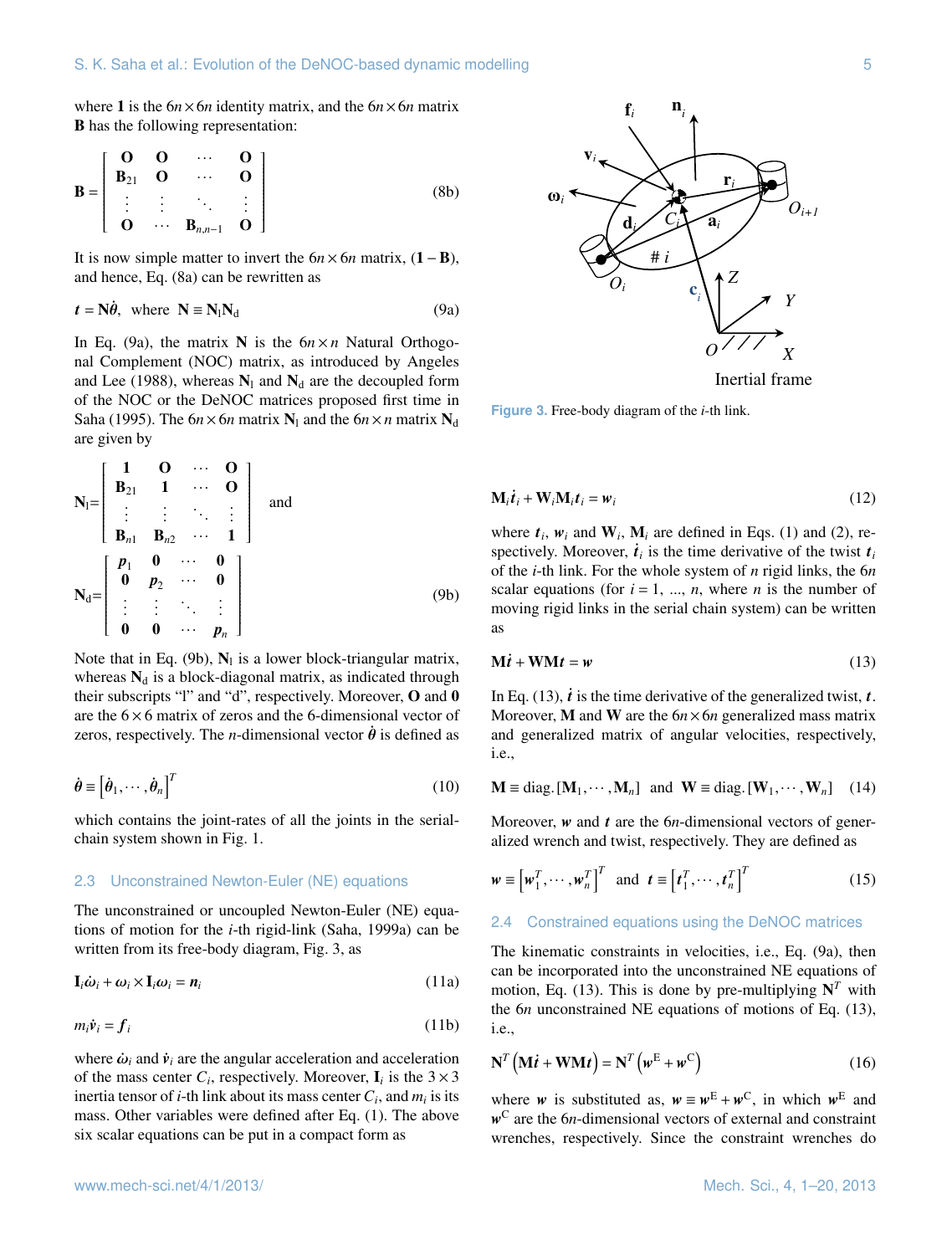where $\mathbf{1}$ is the $6n \times 6n$ identity matrix, and the $6n \times 6n$ matrix $\mathbf{B}$ has the following representation:

$$\mathbf{B} = \begin{bmatrix} \mathbf{O} & \mathbf{O} & \cdots & \mathbf{O} \\ \mathbf{B}_{21} & \mathbf{O} & \cdots & \mathbf{O} \\ \vdots & \vdots & \ddots & \vdots \\ \mathbf{O} & \cdots & \mathbf{B}_{n,n-1} & \mathbf{O} \end{bmatrix} \tag{8b}$$

It is now simple matter to invert the $6n \times 6n$ matrix, $(\mathbf{1}-\mathbf{B})$, and hence, Eq. (8a) can be rewritten as

$$\boldsymbol{t} = \mathbf{N}\dot{\boldsymbol{\theta}}, \quad \text{where} \quad \mathbf{N} \equiv \mathbf{N}_{\mathrm{l}}\mathbf{N}_{\mathrm{d}} \tag{9a}$$

In Eq. (9a), the matrix $\mathbf{N}$ is the $6n \times n$ Natural Orthogonal Complement (NOC) matrix, as introduced by Angeles and Lee (1988), whereas $\mathbf{N}_{\mathrm{l}}$ and $\mathbf{N}_{\mathrm{d}}$ are the decoupled form of the NOC or the DeNOC matrices proposed first time in Saha (1995). The $6n \times 6n$ matrix $\mathbf{N}_{\mathrm{l}}$ and the $6n \times n$ matrix $\mathbf{N}_{\mathrm{d}}$ are given by

$$\mathbf{N}_{\mathrm{l}} = \begin{bmatrix} \mathbf{1} & \mathbf{O} & \cdots & \mathbf{O} \\ \mathbf{B}_{21} & \mathbf{1} & \cdots & \mathbf{O} \\ \vdots & \vdots & \ddots & \vdots \\ \mathbf{B}_{n1} & \mathbf{B}_{n2} & \cdots & \mathbf{1} \end{bmatrix} \quad \text{and}$$

$$\mathbf{N}_{\mathrm{d}} = \begin{bmatrix} \boldsymbol{p}_1 & \mathbf{0} & \cdots & \mathbf{0} \\ \mathbf{0} & \boldsymbol{p}_2 & \cdots & \mathbf{0} \\ \vdots & \vdots & \ddots & \vdots \\ \mathbf{0} & \mathbf{0} & \cdots & \boldsymbol{p}_n \end{bmatrix} \tag{9b}$$

Note that in Eq. (9b), $\mathbf{N}_{\mathrm{l}}$ is a lower block-triangular matrix, whereas $\mathbf{N}_{\mathrm{d}}$ is a block-diagonal matrix, as indicated through their subscripts "l" and "d", respectively. Moreover, $\mathbf{O}$ and $\mathbf{0}$ are the $6 \times 6$ matrix of zeros and the 6-dimensional vector of zeros, respectively. The $n$-dimensional vector $\dot{\boldsymbol{\theta}}$ is defined as

$$\dot{\boldsymbol{\theta}} \equiv \left[\dot{\theta}_1, \cdots, \dot{\theta}_n\right]^T \tag{10}$$

which contains the joint-rates of all the joints in the serial-chain system shown in Fig. 1.

### 2.3 Unconstrained Newton-Euler (NE) equations

The unconstrained or uncoupled Newton-Euler (NE) equations of motion for the $i$-th rigid-link (Saha, 1999a) can be written from its free-body diagram, Fig. 3, as

$$\mathbf{I}_i\dot{\boldsymbol{\omega}}_i + \boldsymbol{\omega}_i \times \mathbf{I}_i\boldsymbol{\omega}_i = \boldsymbol{n}_i \tag{11a}$$

$$m_i\dot{\boldsymbol{v}}_i = \boldsymbol{f}_i \tag{11b}$$

where $\dot{\boldsymbol{\omega}}_i$ and $\dot{\boldsymbol{v}}_i$ are the angular acceleration and acceleration of the mass center $C_i$, respectively. Moreover, $\mathbf{I}_i$ is the $3 \times 3$ inertia tensor of $i$-th link about its mass center $C_i$, and $m_i$ is its mass. Other variables were defined after Eq. (1). The above six scalar equations can be put in a compact form as

Figure 3. Free-body diagram of the $i$-th link.

$$\mathbf{M}_i\dot{\boldsymbol{t}}_i + \mathbf{W}_i\mathbf{M}_i\boldsymbol{t}_i = \boldsymbol{w}_i \tag{12}$$

where $\boldsymbol{t}_i$, $\boldsymbol{w}_i$ and $\mathbf{W}_i$, $\mathbf{M}_i$ are defined in Eqs. (1) and (2), respectively. Moreover, $\dot{\boldsymbol{t}}_i$ is the time derivative of the twist $\boldsymbol{t}_i$ of the $i$-th link. For the whole system of $n$ rigid links, the $6n$ scalar equations (for $i = 1, \ldots, n$, where $n$ is the number of moving rigid links in the serial chain system) can be written as

$$\mathbf{M}\dot{\boldsymbol{t}} + \mathbf{W}\mathbf{M}\boldsymbol{t} = \boldsymbol{w} \tag{13}$$

In Eq. (13), $\dot{\boldsymbol{t}}$ is the time derivative of the generalized twist, $\boldsymbol{t}$. Moreover, $\mathbf{M}$ and $\mathbf{W}$ are the $6n \times 6n$ generalized mass matrix and generalized matrix of angular velocities, respectively, i.e.,

$$\mathbf{M} \equiv \text{diag.}\left[\mathbf{M}_1, \cdots, \mathbf{M}_n\right] \quad \text{and} \quad \mathbf{W} \equiv \text{diag.}\left[\mathbf{W}_1, \cdots, \mathbf{W}_n\right] \tag{14}$$

Moreover, $\boldsymbol{w}$ and $\boldsymbol{t}$ are the $6n$-dimensional vectors of generalized wrench and twist, respectively. They are defined as

$$\boldsymbol{w} \equiv \left[\boldsymbol{w}_1^T, \cdots, \boldsymbol{w}_n^T\right]^T \quad \text{and} \quad \boldsymbol{t} \equiv \left[\boldsymbol{t}_1^T, \cdots, \boldsymbol{t}_n^T\right]^T \tag{15}$$

### 2.4 Constrained equations using the DeNOC matrices

The kinematic constraints in velocities, i.e., Eq. (9a), then can be incorporated into the unconstrained NE equations of motion, Eq. (13). This is done by pre-multiplying $\mathbf{N}^T$ with the $6n$ unconstrained NE equations of motions of Eq. (13), i.e.,

$$\mathbf{N}^T\left(\mathbf{M}\dot{\boldsymbol{t}} + \mathbf{W}\mathbf{M}\boldsymbol{t}\right) = \mathbf{N}^T\left(\boldsymbol{w}^{\mathrm{E}} + \boldsymbol{w}^{\mathrm{C}}\right) \tag{16}$$

where $\boldsymbol{w}$ is substituted as, $\boldsymbol{w} \equiv \boldsymbol{w}^{\mathrm{E}} + \boldsymbol{w}^{\mathrm{C}}$, in which $\boldsymbol{w}^{\mathrm{E}}$ and $\boldsymbol{w}^{\mathrm{C}}$ are the $6n$-dimensional vectors of external and constraint wrenches, respectively. Since the constraint wrenches do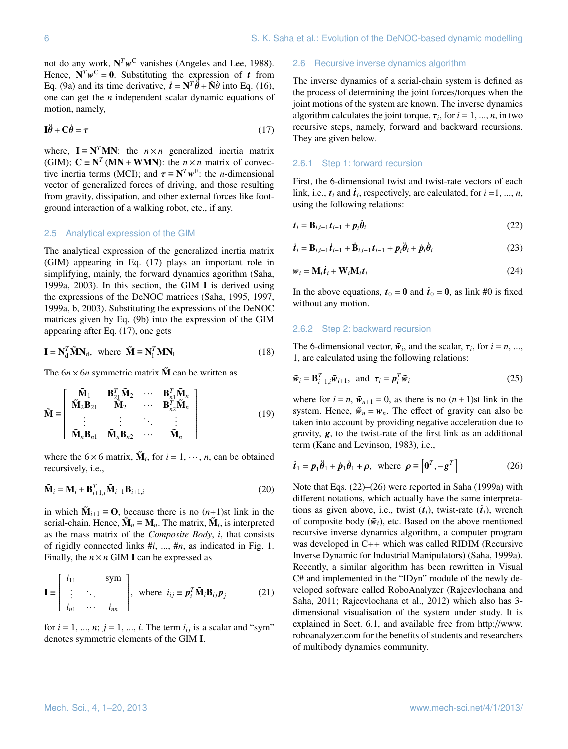not do any work, $\mathbf{N}^T \boldsymbol{w}^C$ vanishes (Angeles and Lee, 1988). Hence, $\mathbf{N}^T \boldsymbol{w}^C = \mathbf{0}$. Substituting the expression of $\boldsymbol{t}$ from Eq. (9a) and its time derivative, $\dot{\boldsymbol{t}} = \mathbf{N}^T \ddot{\boldsymbol{\theta}} + \dot{\mathbf{N}}\dot{\theta}$ into Eq. (16), one can get the $n$ independent scalar dynamic equations of motion, namely,

$$\mathbf{I}\ddot{\boldsymbol{\theta}} + \mathbf{C}\dot{\boldsymbol{\theta}} = \boldsymbol{\tau} \tag{17}$$

where, $\mathbf{I} \equiv \mathbf{N}^T\mathbf{MN}$: the $n \times n$ generalized inertia matrix (GIM); $\mathbf{C} \equiv \mathbf{N}^T(\mathbf{MN} + \mathbf{WMN})$: the $n \times n$ matrix of convective inertia terms (MCI); and $\boldsymbol{\tau} \equiv \mathbf{N}^T \boldsymbol{w}^E$: the $n$-dimensional vector of generalized forces of driving, and those resulting from gravity, dissipation, and other external forces like foot-ground interaction of a walking robot, etc., if any.

## 2.5 Analytical expression of the GIM

The analytical expression of the generalized inertia matrix (GIM) appearing in Eq. (17) plays an important role in simplifying, mainly, the forward dynamics agorithm (Saha, 1999a, 2003). In this section, the GIM $\mathbf{I}$ is derived using the expressions of the DeNOC matrices (Saha, 1995, 1997, 1999a, b, 2003). Substituting the expressions of the DeNOC matrices given by Eq. (9b) into the expression of the GIM appearing after Eq. (17), one gets

$$\mathbf{I} = \mathbf{N}_d^T \tilde{\mathbf{M}} \mathbf{N}_d, \;\; \text{where} \;\; \tilde{\mathbf{M}} \equiv \mathbf{N}_l^T \mathbf{M} \mathbf{N}_l \tag{18}$$

The $6n \times 6n$ symmetric matrix $\tilde{\mathbf{M}}$ can be written as

$$\tilde{\mathbf{M}} \equiv \begin{bmatrix} \tilde{\mathbf{M}}_1 & \mathbf{B}_{21}^T \tilde{\mathbf{M}}_2 & \cdots & \mathbf{B}_{n1}^T \tilde{\mathbf{M}}_n \\ \tilde{\mathbf{M}}_2 \mathbf{B}_{21} & \tilde{\mathbf{M}}_2 & \cdots & \mathbf{B}_{n2}^T \tilde{\mathbf{M}}_n \\ \vdots & \vdots & \ddots & \vdots \\ \tilde{\mathbf{M}}_n \mathbf{B}_{n1} & \tilde{\mathbf{M}}_n \mathbf{B}_{n2} & \cdots & \tilde{\mathbf{M}}_n \end{bmatrix} \tag{19}$$

where the $6 \times 6$ matrix, $\tilde{\mathbf{M}}_i$, for $i = 1, \cdots, n$, can be obtained recursively, i.e.,

$$\tilde{\mathbf{M}}_i = \mathbf{M}_i + \mathbf{B}_{i+1,i}^T \tilde{\mathbf{M}}_{i+1} \mathbf{B}_{i+1,i} \tag{20}$$

in which $\tilde{\mathbf{M}}_{i+1} \equiv \mathbf{O}$, because there is no ($n$+1)st link in the serial-chain. Hence, $\tilde{\mathbf{M}}_n \equiv \mathbf{M}_n$. The matrix, $\tilde{\mathbf{M}}_i$, is interpreted as the mass matrix of the *Composite Body*, $i$, that consists of rigidly connected links #$i$, ..., #$n$, as indicated in Fig. 1. Finally, the $n \times n$ GIM $\mathbf{I}$ can be expressed as

$$\mathbf{I} \equiv \begin{bmatrix} i_{11} & & \text{sym} \\ \vdots & \ddots & \\ i_{n1} & \cdots & i_{nn} \end{bmatrix}, \;\; \text{where} \;\; i_{ij} \equiv \boldsymbol{p}_i^T \tilde{\mathbf{M}}_i \mathbf{B}_{ij} \boldsymbol{p}_j \tag{21}$$

for $i = 1, ..., n$; $j = 1, ..., i$. The term $i_{ij}$ is a scalar and "sym" denotes symmetric elements of the GIM $\mathbf{I}$.

## 2.6 Recursive inverse dynamics algorithm

The inverse dynamics of a serial-chain system is defined as the process of determining the joint forces/torques when the joint motions of the system are known. The inverse dynamics algorithm calculates the joint torque, $\tau_i$, for $i = 1, ..., n$, in two recursive steps, namely, forward and backward recursions. They are given below.

### 2.6.1 Step 1: forward recursion

First, the 6-dimensional twist and twist-rate vectors of each link, i.e., $\boldsymbol{t}_i$ and $\dot{\boldsymbol{t}}_i$, respectively, are calculated, for $i$ =1, ..., $n$, using the following relations:

$$\boldsymbol{t}_i = \mathbf{B}_{i,i-1} \boldsymbol{t}_{i-1} + \boldsymbol{p}_i \dot{\theta}_i \tag{22}$$

$$\dot{\boldsymbol{t}}_i = \mathbf{B}_{i,i-1} \dot{\boldsymbol{t}}_{i-1} + \dot{\mathbf{B}}_{i,i-1} \boldsymbol{t}_{i-1} + \boldsymbol{p}_i \ddot{\theta}_i + \dot{\boldsymbol{p}}_i \dot{\theta}_i \tag{23}$$

$$\boldsymbol{w}_i = \mathbf{M}_i \dot{\boldsymbol{t}}_i + \mathbf{W}_i \mathbf{M}_i \boldsymbol{t}_i \tag{24}$$

In the above equations, $\boldsymbol{t}_0 = \mathbf{0}$ and $\dot{\boldsymbol{t}}_0 = \mathbf{0}$, as link #0 is fixed without any motion.

### 2.6.2 Step 2: backward recursion

The 6-dimensional vector, $\tilde{\boldsymbol{w}}_i$, and the scalar, $\tau_i$, for $i = n$, ..., 1, are calculated using the following relations:

$$\tilde{\boldsymbol{w}}_i = \mathbf{B}_{i+1,i}^T \tilde{\boldsymbol{w}}_{i+1}, \;\; \text{and} \;\; \tau_i = \boldsymbol{p}_i^T \tilde{\boldsymbol{w}}_i \tag{25}$$

where for $i = n$, $\tilde{\boldsymbol{w}}_{n+1} = 0$, as there is no $(n+1)$st link in the system. Hence, $\tilde{\boldsymbol{w}}_n = \boldsymbol{w}_n$. The effect of gravity can also be taken into account by providing negative acceleration due to gravity, $\boldsymbol{g}$, to the twist-rate of the first link as an additional term (Kane and Levinson, 1983), i.e.,

$$\dot{\boldsymbol{t}}_1 = \boldsymbol{p}_1 \ddot{\theta}_1 + \dot{\boldsymbol{p}}_1 \dot{\theta}_1 + \boldsymbol{\rho}, \;\; \text{where} \;\; \boldsymbol{\rho} \equiv \left[\mathbf{0}^T, -\boldsymbol{g}^T\right] \tag{26}$$

Note that Eqs. (22)–(26) were reported in Saha (1999a) with different notations, which actually have the same interpretations as given above, i.e., twist ($\boldsymbol{t}_i$), twist-rate ($\dot{\boldsymbol{t}}_i$), wrench of composite body ($\tilde{\boldsymbol{w}}_i$), etc. Based on the above mentioned recursive inverse dynamics algorithm, a computer program was developed in C++ which was called RIDIM (Recursive Inverse Dynamic for Industrial Manipulators) (Saha, 1999a). Recently, a similar algorithm has been rewritten in Visual C# and implemented in the "IDyn" module of the newly developed software called RoboAnalyzer (Rajeevlochana and Saha, 2011; Rajeevlochana et al., 2012) which also has 3-dimensional visualisation of the system under study. It is explained in Sect. 6.1, and available free from http://www.roboanalyzer.com for the benefits of students and researchers of multibody dynamics community.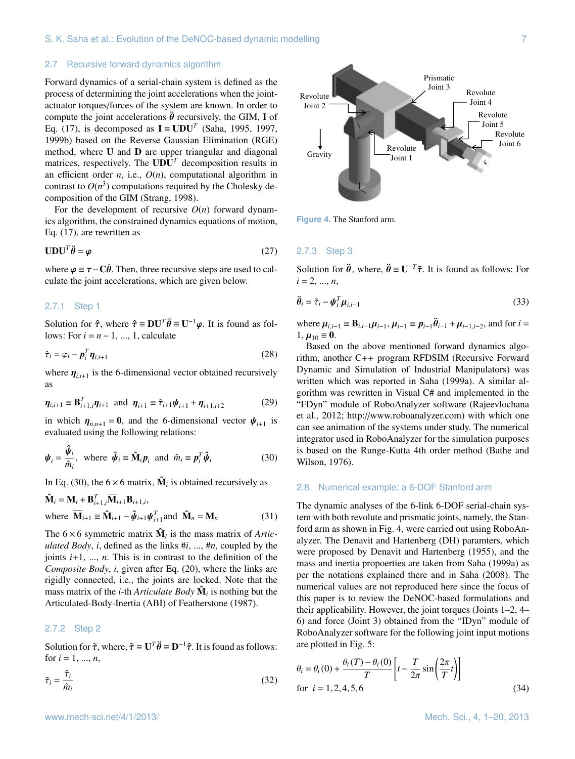### 2.7 Recursive forward dynamics algorithm

Forward dynamics of a serial-chain system is defined as the process of determining the joint accelerations when the joint-actuator torques/forces of the system are known. In order to compute the joint accelerations $\ddot{\boldsymbol{\theta}}$ recursively, the GIM, $\mathbf{I}$ of Eq. (17), is decomposed as $\mathbf{I} \equiv \mathbf{UDU}^T$ (Saha, 1995, 1997, 1999b) based on the Reverse Gaussian Elimination (RGE) method, where $\mathbf{U}$ and $\mathbf{D}$ are upper triangular and diagonal matrices, respectively. The $\mathbf{UDU}^T$ decomposition results in an efficient order $n$, i.e., $O(n)$, computational algorithm in contrast to $O(n^3)$ computations required by the Cholesky decomposition of the GIM (Strang, 1998).

For the development of recursive $O(n)$ forward dynamics algorithm, the constrained dynamics equations of motion, Eq. (17), are rewritten as

$$\mathbf{UDU}^T\ddot{\boldsymbol{\theta}} = \boldsymbol{\varphi} \tag{27}$$

where $\boldsymbol{\varphi} \equiv \boldsymbol{\tau} - \mathbf{C}\dot{\boldsymbol{\theta}}$. Then, three recursive steps are used to calculate the joint accelerations, which are given below.

#### 2.7.1 Step 1

Solution for $\hat{\boldsymbol{\tau}}$, where $\hat{\boldsymbol{\tau}} \equiv \mathbf{DU}^T\ddot{\boldsymbol{\theta}} \equiv \mathbf{U}^{-1}\boldsymbol{\varphi}$. It is found as follows: For $i = n-1, ..., 1$, calculate

$$\hat{\tau}_i = \varphi_i - \mathbf{p}_i^T\boldsymbol{\eta}_{i,i+1} \tag{28}$$

where $\boldsymbol{\eta}_{i,i+1}$ is the 6-dimensional vector obtained recursively as

$$\boldsymbol{\eta}_{i,i+1} \equiv \mathbf{B}_{i+1,i}^T\boldsymbol{\eta}_{i+1} \text{ and } \boldsymbol{\eta}_{i+1} \equiv \hat{\tau}_{i+1}\boldsymbol{\psi}_{i+1} + \boldsymbol{\eta}_{i+1,i+2} \tag{29}$$

in which $\boldsymbol{\eta}_{n,n+1} = \mathbf{0}$, and the 6-dimensional vector $\boldsymbol{\psi}_{i+1}$ is evaluated using the following relations:

$$\boldsymbol{\psi}_i = \frac{\hat{\boldsymbol{\psi}}_i}{\hat{m}_i}, \text{ where } \hat{\boldsymbol{\psi}}_i \equiv \hat{\mathbf{M}}_i\mathbf{p}_i \text{ and } \hat{m}_i \equiv \mathbf{p}_i^T\hat{\boldsymbol{\psi}}_i \tag{30}$$

In Eq. (30), the $6\times 6$ matrix, $\hat{\mathbf{M}}_i$ is obtained recursively as

$$\hat{\mathbf{M}}_i = \mathbf{M}_i + \mathbf{B}_{i+1,i}^T\overline{\mathbf{M}}_{i+1}\mathbf{B}_{i+1,i},$$
$$\text{where } \overline{\mathbf{M}}_{i+1} \equiv \hat{\mathbf{M}}_{i+1} - \hat{\boldsymbol{\psi}}_{i+1}\boldsymbol{\psi}_{i+1}^T \text{and } \hat{\mathbf{M}}_n = \mathbf{M}_n \tag{31}$$

The $6\times 6$ symmetric matrix $\hat{\mathbf{M}}_i$ is the mass matrix of *Articulated Body*, $i$, defined as the links #$i$, ..., #$n$, coupled by the joints $i+1$, ..., $n$. This is in contrast to the definition of the *Composite Body*, $i$, given after Eq. (20), where the links are rigidly connected, i.e., the joints are locked. Note that the mass matrix of the $i$-th *Articulate Body* $\hat{\mathbf{M}}_i$ is nothing but the Articulated-Body-Inertia (ABI) of Featherstone (1987).

#### 2.7.2 Step 2

Solution for $\tilde{\boldsymbol{\tau}}$, where, $\tilde{\boldsymbol{\tau}} \equiv \mathbf{U}^T\ddot{\boldsymbol{\theta}} \equiv \mathbf{D}^{-1}\hat{\boldsymbol{\tau}}$. It is found as follows: for $i = 1, ..., n$,

$$\tilde{\tau}_i = \frac{\hat{\tau}_i}{\hat{m}_i} \tag{32}$$

Figure 4. The Stanford arm.

#### 2.7.3 Step 3

Solution for $\ddot{\boldsymbol{\theta}}$, where, $\ddot{\boldsymbol{\theta}} \equiv \mathbf{U}^{-T}\tilde{\boldsymbol{\tau}}$. It is found as follows: For $i = 2, ..., n$,

$$\ddot{\theta}_i = \tilde{\tau}_i - \boldsymbol{\psi}_i^T\boldsymbol{\mu}_{i,i-1} \tag{33}$$

where $\boldsymbol{\mu}_{i,i-1} \equiv \mathbf{B}_{i,i-1}\boldsymbol{\mu}_{i-1}$, $\boldsymbol{\mu}_{i-1} \equiv \mathbf{p}_{i-1}\ddot{\theta}_{i-1} + \boldsymbol{\mu}_{i-1,i-2}$, and for $i = 1$, $\boldsymbol{\mu}_{10} \equiv \mathbf{0}$.

Based on the above mentioned forward dynamics algorithm, another C++ program RFDSIM (Recursive Forward Dynamic and Simulation of Industrial Manipulators) was written which was reported in Saha (1999a). A similar algorithm was rewritten in Visual C# and implemented in the "FDyn" module of RoboAnalyzer software (Rajeevlochana et al., 2012; http://www.roboanalyzer.com) with which one can see animation of the systems under study. The numerical integrator used in RoboAnalyzer for the simulation purposes is based on the Runge-Kutta 4th order method (Bathe and Wilson, 1976).

### 2.8 Numerical example: a 6-DOF Stanford arm

The dynamic analyses of the 6-link 6-DOF serial-chain system with both revolute and prismatic joints, namely, the Stanford arm as shown in Fig. 4, were carried out using RoboAnalyzer. The Denavit and Hartenberg (DH) paramters, which were proposed by Denavit and Hartenberg (1955), and the mass and inertia propoerties are taken from Saha (1999a) as per the notations explained there and in Saha (2008). The numerical values are not reproduced here since the focus of this paper is to review the DeNOC-based formulations and their applicability. However, the joint torques (Joints 1–2, 4–6) and force (Joint 3) obtained from the "IDyn" module of RoboAnalyzer software for the following joint input motions are plotted in Fig. 5:

$$\theta_i = \theta_i(0) + \frac{\theta_i(T) - \theta_i(0)}{T}\left[t - \frac{T}{2\pi}\sin\left(\frac{2\pi}{T}t\right)\right]$$
$$\text{for } i = 1,2,4,5,6 \tag{34}$$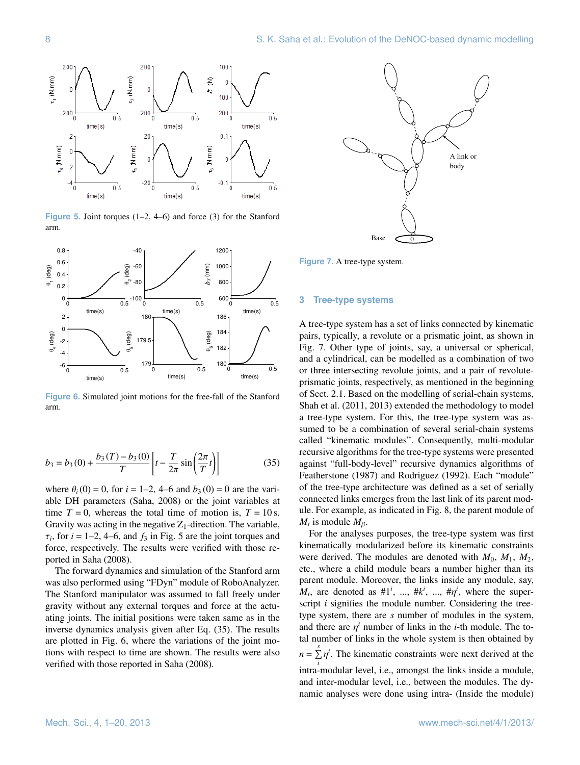Figure 5. Joint torques (1–2, 4–6) and force (3) for the Stanford arm.

Figure 6. Simulated joint motions for the free-fall of the Stanford arm.

$$b_3 = b_3(0) + \frac{b_3(T) - b_3(0)}{T}\left[t - \frac{T}{2\pi}\sin\left(\frac{2\pi}{T}t\right)\right] \tag{35}$$

where $\theta_i(0) = 0$, for $i = 1$–2, 4–6 and $b_3(0) = 0$ are the variable DH parameters (Saha, 2008) or the joint variables at time $T = 0$, whereas the total time of motion is, $T = 10$ s. Gravity was acting in the negative $Z_1$-direction. The variable, $\tau_i$, for $i = 1$–2, 4–6, and $f_3$ in Fig. 5 are the joint torques and force, respectively. The results were verified with those reported in Saha (2008).

The forward dynamics and simulation of the Stanford arm was also performed using "FDyn" module of RoboAnalyzer. The Stanford manipulator was assumed to fall freely under gravity without any external torques and force at the actuating joints. The initial positions were taken same as in the inverse dynamics analysis given after Eq. (35). The results are plotted in Fig. 6, where the variations of the joint motions with respect to time are shown. The results were also verified with those reported in Saha (2008).

Figure 7. A tree-type system.

## 3 Tree-type systems

A tree-type system has a set of links connected by kinematic pairs, typically, a revolute or a prismatic joint, as shown in Fig. 7. Other type of joints, say, a universal or spherical, and a cylindrical, can be modelled as a combination of two or three intersecting revolute joints, and a pair of revolute-prismatic joints, respectively, as mentioned in the beginning of Sect. 2.1. Based on the modelling of serial-chain systems, Shah et al. (2011, 2013) extended the methodology to model a tree-type system. For this, the tree-type system was assumed to be a combination of several serial-chain systems called "kinematic modules". Consequently, multi-modular recursive algorithms for the tree-type systems were presented against "full-body-level" recursive dynamics algorithms of Featherstone (1987) and Rodriguez (1992). Each "module" of the tree-type architecture was defined as a set of serially connected links emerges from the last link of its parent module. For example, as indicated in Fig. 8, the parent module of $M_i$ is module $M_\beta$.

For the analyses purposes, the tree-type system was first kinematically modularized before its kinematic constraints were derived. The modules are denoted with $M_0$, $M_1$, $M_2$, etc., where a child module bears a number higher than its parent module. Moreover, the links inside any module, say, $M_i$, are denoted as $\#1^i$, ..., $\#k^i$, ..., $\#\eta^i$, where the superscript $i$ signifies the module number. Considering the tree-type system, there are $s$ number of modules in the system, and there are $\eta^i$ number of links in the $i$-th module. The total number of links in the whole system is then obtained by $n = \sum_i^s \eta^i$. The kinematic constraints were next derived at the intra-modular level, i.e., amongst the links inside a module, and inter-modular level, i.e., between the modules. The dynamic analyses were done using intra- (Inside the module)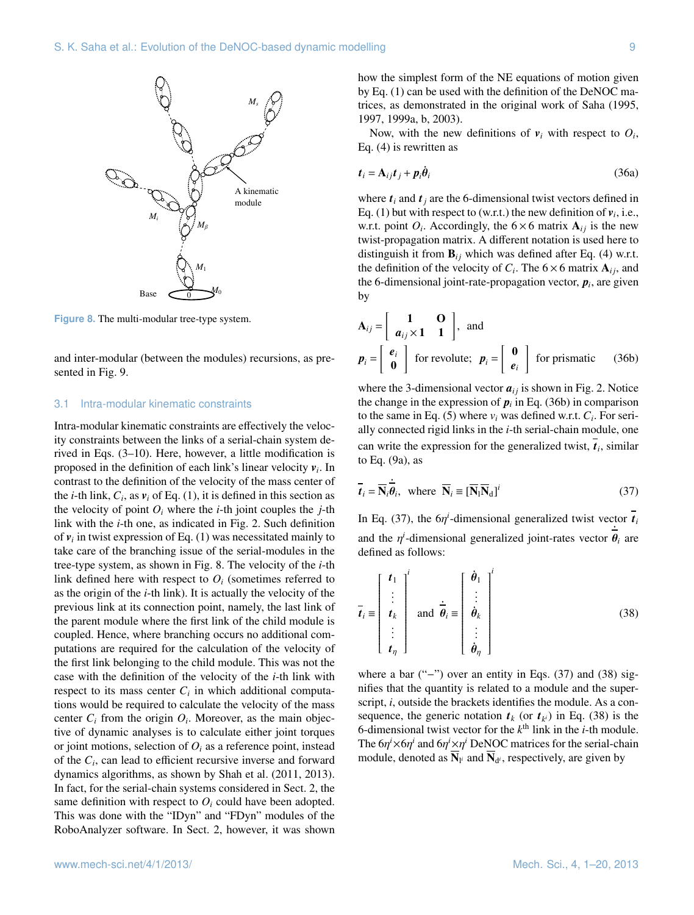Figure 8. The multi-modular tree-type system.

and inter-modular (between the modules) recursions, as presented in Fig. 9.

### 3.1 Intra-modular kinematic constraints

Intra-modular kinematic constraints are effectively the velocity constraints between the links of a serial-chain system derived in Eqs. (3–10). Here, however, a little modification is proposed in the definition of each link's linear velocity $\boldsymbol{v}_i$. In contrast to the definition of the velocity of the mass center of the $i$-th link, $C_i$, as $\boldsymbol{v}_i$ of Eq. (1), it is defined in this section as the velocity of point $O_i$ where the $i$-th joint couples the $j$-th link with the $i$-th one, as indicated in Fig. 2. Such definition of $\boldsymbol{v}_i$ in twist expression of Eq. (1) was necessitated mainly to take care of the branching issue of the serial-modules in the tree-type system, as shown in Fig. 8. The velocity of the $i$-th link defined here with respect to $O_i$ (sometimes referred to as the origin of the $i$-th link). It is actually the velocity of the previous link at its connection point, namely, the last link of the parent module where the first link of the child module is coupled. Hence, where branching occurs no additional computations are required for the calculation of the velocity of the first link belonging to the child module. This was not the case with the definition of the velocity of the $i$-th link with respect to its mass center $C_i$ in which additional computations would be required to calculate the velocity of the mass center $C_i$ from the origin $O_i$. Moreover, as the main objective of dynamic analyses is to calculate either joint torques or joint motions, selection of $O_i$ as a reference point, instead of the $C_i$, can lead to efficient recursive inverse and forward dynamics algorithms, as shown by Shah et al. (2011, 2013). In fact, for the serial-chain systems considered in Sect. 2, the same definition with respect to $O_i$ could have been adopted. This was done with the "IDyn" and "FDyn" modules of the RoboAnalyzer software. In Sect. 2, however, it was shown how the simplest form of the NE equations of motion given by Eq. (1) can be used with the definition of the DeNOC matrices, as demonstrated in the original work of Saha (1995, 1997, 1999a, b, 2003).

Now, with the new definitions of $\boldsymbol{v}_i$ with respect to $O_i$, Eq. (4) is rewritten as

$$\boldsymbol{t}_i = \mathbf{A}_{ij}\boldsymbol{t}_j + \boldsymbol{p}_i\dot{\theta}_i \tag{36a}$$

where $\boldsymbol{t}_i$ and $\boldsymbol{t}_j$ are the 6-dimensional twist vectors defined in Eq. (1) but with respect to (w.r.t.) the new definition of $\boldsymbol{v}_i$, i.e., w.r.t. point $O_i$. Accordingly, the $6\times6$ matrix $\mathbf{A}_{ij}$ is the new twist-propagation matrix. A different notation is used here to distinguish it from $\mathbf{B}_{ij}$ which was defined after Eq. (4) w.r.t. the definition of the velocity of $C_i$. The $6\times6$ matrix $\mathbf{A}_{ij}$, and the 6-dimensional joint-rate-propagation vector, $\boldsymbol{p}_i$, are given by

$$\mathbf{A}_{ij} = \begin{bmatrix} \mathbf{1} & \mathbf{O} \\ \boldsymbol{a}_{ij}\times\mathbf{1} & \mathbf{1} \end{bmatrix}, \text{ and}$$

$$\boldsymbol{p}_i = \begin{bmatrix} \boldsymbol{e}_i \\ \mathbf{0} \end{bmatrix} \text{ for revolute; } \boldsymbol{p}_i = \begin{bmatrix} \mathbf{0} \\ \boldsymbol{e}_i \end{bmatrix} \text{ for prismatic} \tag{36b}$$

where the 3-dimensional vector $\boldsymbol{a}_{ij}$ is shown in Fig. 2. Notice the change in the expression of $\boldsymbol{p}_i$ in Eq. (36b) in comparison to the same in Eq. (5) where $v_i$ was defined w.r.t. $C_i$. For serially connected rigid links in the $i$-th serial-chain module, one can write the expression for the generalized twist, $\bar{\boldsymbol{t}}_i$, similar to Eq. (9a), as

$$\bar{\boldsymbol{t}}_i = \bar{\mathbf{N}}_i\dot{\bar{\boldsymbol{\theta}}}_i, \text{ where } \bar{\mathbf{N}}_i \equiv [\bar{\mathbf{N}}_l\bar{\mathbf{N}}_d]^i \tag{37}$$

In Eq. (37), the $6\eta^i$-dimensional generalized twist vector $\bar{\boldsymbol{t}}_i$ and the $\eta^i$-dimensional generalized joint-rates vector $\dot{\bar{\boldsymbol{\theta}}}_i$ are defined as follows:

$$\bar{\boldsymbol{t}}_i \equiv \begin{bmatrix} \boldsymbol{t}_1 \\ \vdots \\ \boldsymbol{t}_k \\ \vdots \\ \boldsymbol{t}_\eta \end{bmatrix}^i \text{ and } \dot{\bar{\boldsymbol{\theta}}}_i \equiv \begin{bmatrix} \dot{\theta}_1 \\ \vdots \\ \dot{\theta}_k \\ \vdots \\ \dot{\theta}_\eta \end{bmatrix}^i \tag{38}$$

where a bar ("−") over an entity in Eqs. (37) and (38) signifies that the quantity is related to a module and the superscript, $i$, outside the brackets identifies the module. As a consequence, the generic notation $\boldsymbol{t}_k$ (or $\boldsymbol{t}_{k^i}$) in Eq. (38) is the 6-dimensional twist vector for the $k^{\text{th}}$ link in the $i$-th module. The $6\eta^i\times6\eta^i$ and $6\eta^i\times\eta^i$ DeNOC matrices for the serial-chain module, denoted as $\bar{\mathbf{N}}_{l^i}$ and $\bar{\mathbf{N}}_{d^i}$, respectively, are given by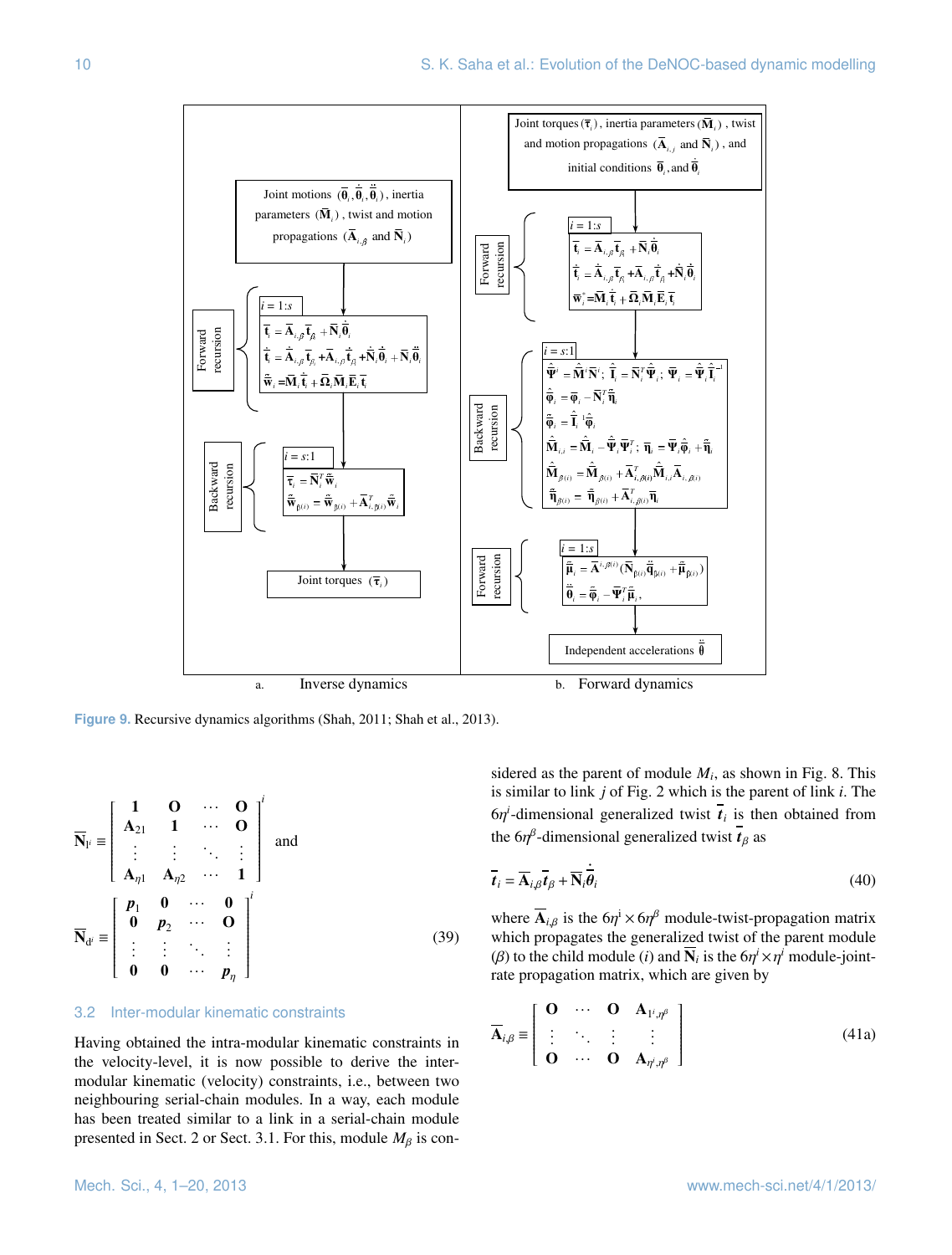Joint motions $(\bar{\theta}_i, \dot{\bar{\theta}}_i, \ddot{\bar{\theta}}_i)$, inertia parameters $(\bar{\mathbf{M}}_i)$, twist and motion propagations $(\bar{\mathbf{A}}_{i,\beta}$ and $\bar{\mathbf{N}}_i)$

Forward recursion, $i = 1:s$

$$\bar{\mathbf{t}}_i = \bar{\mathbf{A}}_{i,\beta}\bar{\mathbf{t}}_\beta + \bar{\mathbf{N}}_i\dot{\bar{\theta}}_i$$

$$\dot{\bar{\mathbf{t}}}_i = \dot{\bar{\mathbf{A}}}_{i,\beta}\bar{\mathbf{t}}_\beta + \bar{\mathbf{A}}_{i,\beta}\dot{\bar{\mathbf{t}}}_\beta + \dot{\bar{\mathbf{N}}}_i\dot{\bar{\theta}}_i + \bar{\mathbf{N}}_i\ddot{\bar{\theta}}_i$$

$$\tilde{\bar{\mathbf{w}}}_i = \bar{\mathbf{M}}_i\dot{\bar{\mathbf{t}}}_i + \bar{\mathbf{\Omega}}_i\bar{\mathbf{M}}_i\bar{\mathbf{E}}_i\bar{\mathbf{t}}_i$$

Backward recursion, $i = s:1$

$$\bar{\tau}_i = \bar{\mathbf{N}}_i^T\tilde{\bar{\mathbf{w}}}_i$$

$$\tilde{\bar{\mathbf{w}}}_{\beta(i)} = \tilde{\bar{\mathbf{w}}}_{\beta(i)} + \bar{\mathbf{A}}_{i,\beta(i)}^T\tilde{\bar{\mathbf{w}}}_i$$

Joint torques $(\bar{\tau}_i)$

Joint torques $(\bar{\tau}_i)$, inertia parameters $(\bar{\mathbf{M}}_i)$, twist and motion propagations $(\bar{\mathbf{A}}_{i,j}$ and $\bar{\mathbf{N}}_i)$, and initial conditions $\bar{\theta}_i$, and $\dot{\bar{\theta}}_i$

Forward recursion, $i = 1:s$

$$\bar{\mathbf{t}}_i = \bar{\mathbf{A}}_{i,\beta}\bar{\mathbf{t}}_\beta + \bar{\mathbf{N}}_i\dot{\bar{\theta}}_i$$

$$\dot{\bar{\mathbf{t}}}_i = \dot{\bar{\mathbf{A}}}_{i,\beta}\bar{\mathbf{t}}_\beta + \bar{\mathbf{A}}_{i,\beta}\dot{\bar{\mathbf{t}}}_\beta + \dot{\bar{\mathbf{N}}}_i\dot{\bar{\theta}}_i$$

$$\bar{\mathbf{w}}_i^* = \bar{\mathbf{M}}_i\dot{\bar{\mathbf{t}}}_i + \bar{\mathbf{\Omega}}_i\bar{\mathbf{M}}_i\bar{\mathbf{E}}_i\bar{\mathbf{t}}_i$$

Backward recursion, $i = s:1$

$$\hat{\bar{\mathbf{\Psi}}}^i = \hat{\bar{\mathbf{M}}}^i\bar{\mathbf{N}}^i;\ \hat{\bar{\mathbf{I}}}_i = \bar{\mathbf{N}}_i^T\hat{\bar{\mathbf{\Psi}}}_i;\ \bar{\mathbf{\Psi}}_i = \hat{\bar{\mathbf{\Psi}}}_i\hat{\bar{\mathbf{I}}}_i^{-1}$$

$$\hat{\bar{\varphi}}_i = \bar{\varphi}_i - \bar{\mathbf{N}}_i^T\hat{\bar{\eta}}_i$$

$$\tilde{\bar{\varphi}}_i = \hat{\bar{\mathbf{I}}}_i^{-1}\hat{\bar{\varphi}}_i$$

$$\hat{\bar{\mathbf{M}}}_{i,i} = \hat{\bar{\mathbf{M}}}_i - \hat{\bar{\mathbf{\Psi}}}_i\bar{\mathbf{\Psi}}_i^T;\ \bar{\eta}_i = \bar{\mathbf{\Psi}}_i\hat{\bar{\varphi}}_i + \tilde{\bar{\eta}}_i$$

$$\hat{\bar{\mathbf{M}}}_{\beta(i)} = \hat{\bar{\mathbf{M}}}_{\beta(i)} + \bar{\mathbf{A}}_{i,\beta(i)}^T\hat{\bar{\mathbf{M}}}_{i,i}\bar{\mathbf{A}}_{i,\beta(i)}$$

$$\tilde{\bar{\eta}}_{\beta(i)} = \tilde{\bar{\eta}}_{\beta(i)} + \bar{\mathbf{A}}_{i,\beta(i)}^T\bar{\eta}_i$$

Forward recursion, $i = 1:s$

$$\bar{\mu}_i = \bar{\mathbf{A}}^{i,\beta(i)}(\bar{\mathbf{N}}_{\beta(i)}\ddot{\bar{\mathbf{q}}}_{\beta(i)} + \bar{\mu}_{\beta(i)})$$

$$\ddot{\bar{\theta}}_i = \tilde{\bar{\varphi}}_i - \bar{\mathbf{\Psi}}_i^T\bar{\mu}_i,$$

Independent accelerations $\ddot{\bar{\theta}}$

a. Inverse dynamics b. Forward dynamics

**Figure 9.** Recursive dynamics algorithms (Shah, 2011; Shah et al., 2013).

$$\bar{\mathbf{N}}_{l^i} \equiv \begin{bmatrix} \mathbf{1} & \mathbf{O} & \cdots & \mathbf{O} \\ \mathbf{A}_{21} & \mathbf{1} & \cdots & \mathbf{O} \\ \vdots & \vdots & \ddots & \vdots \\ \mathbf{A}_{\eta 1} & \mathbf{A}_{\eta 2} & \cdots & \mathbf{1} \end{bmatrix}^i \text{ and}$$

$$\bar{\mathbf{N}}_{d^i} \equiv \begin{bmatrix} \boldsymbol{p}_1 & \mathbf{0} & \cdots & \mathbf{0} \\ \mathbf{0} & \boldsymbol{p}_2 & \cdots & \mathbf{O} \\ \vdots & \vdots & \ddots & \vdots \\ \mathbf{0} & \mathbf{0} & \cdots & \boldsymbol{p}_\eta \end{bmatrix}^i \tag{39}$$

### 3.2 Inter-modular kinematic constraints

Having obtained the intra-modular kinematic constraints in the velocity-level, it is now possible to derive the inter-modular kinematic (velocity) constraints, i.e., between two neighbouring serial-chain modules. In a way, each module has been treated similar to a link in a serial-chain module presented in Sect. 2 or Sect. 3.1. For this, module $M_\beta$ is considered as the parent of module $M_i$, as shown in Fig. 8. This is similar to link $j$ of Fig. 2 which is the parent of link $i$. The $6\eta^i$-dimensional generalized twist $\bar{\boldsymbol{t}}_i$ is then obtained from the $6\eta^\beta$-dimensional generalized twist $\bar{\boldsymbol{t}}_\beta$ as

$$\bar{\boldsymbol{t}}_i = \bar{\mathbf{A}}_{i,\beta}\bar{\boldsymbol{t}}_\beta + \bar{\mathbf{N}}_i\dot{\bar{\boldsymbol{\theta}}}_i \tag{40}$$

where $\bar{\mathbf{A}}_{i,\beta}$ is the $6\eta^i \times 6\eta^\beta$ module-twist-propagation matrix which propagates the generalized twist of the parent module ($\beta$) to the child module ($i$) and $\bar{\mathbf{N}}_i$ is the $6\eta^i \times \eta^i$ module-joint-rate propagation matrix, which are given by

$$\bar{\mathbf{A}}_{i,\beta} \equiv \begin{bmatrix} \mathbf{O} & \cdots & \mathbf{O} & \mathbf{A}_{1^i,\eta^\beta} \\ \vdots & \ddots & \vdots & \vdots \\ \mathbf{O} & \cdots & \mathbf{O} & \mathbf{A}_{\eta^i,\eta^\beta} \end{bmatrix} \tag{41a}$$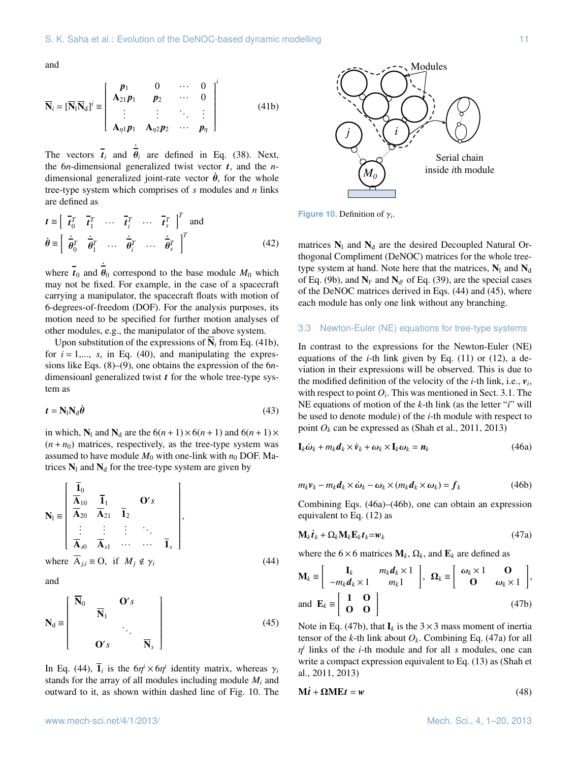and

$$\overline{\mathbf{N}}_i = [\overline{\mathbf{N}}_l \overline{\mathbf{N}}_d]^i \equiv \begin{bmatrix} \boldsymbol{p}_1 & 0 & \cdots & 0 \\ \mathbf{A}_{21}\boldsymbol{p}_1 & \boldsymbol{p}_2 & \cdots & 0 \\ \vdots & \vdots & \ddots & \vdots \\ \mathbf{A}_{\eta 1}\boldsymbol{p}_1 & \mathbf{A}_{\eta 2}\boldsymbol{p}_2 & \cdots & \boldsymbol{p}_\eta \end{bmatrix}^i \tag{41b}$$

The vectors $\overline{\boldsymbol{t}}_i$ and $\dot{\overline{\boldsymbol{\theta}}}_i$ are defined in Eq. (38). Next, the $6n$-dimensional generalized twist vector $\boldsymbol{t}$, and the $n$-dimensional generalized joint-rate vector $\dot{\boldsymbol{\theta}}$, for the whole tree-type system which comprises of $s$ modules and $n$ links are defined as

$$\boldsymbol{t} \equiv \begin{bmatrix} \overline{\boldsymbol{t}}_0^T & \overline{\boldsymbol{t}}_1^T & \cdots & \overline{\boldsymbol{t}}_i^T & \cdots & \overline{\boldsymbol{t}}_s^T \end{bmatrix}^T \text{ and}$$
$$\dot{\boldsymbol{\theta}} \equiv \begin{bmatrix} \dot{\overline{\boldsymbol{\theta}}}_0^T & \dot{\overline{\boldsymbol{\theta}}}_1^T & \cdots & \dot{\overline{\boldsymbol{\theta}}}_i^T & \cdots & \dot{\overline{\boldsymbol{\theta}}}_s^T \end{bmatrix}^T \tag{42}$$

where $\overline{\boldsymbol{t}}_0$ and $\dot{\overline{\boldsymbol{\theta}}}_0$ correspond to the base module $M_0$ which may not be fixed. For example, in the case of a spacecraft carrying a manipulator, the spacecraft floats with motion of 6-degrees-of-freedom (DOF). For the analysis purposes, its motion need to be specified for further motion analyses of other modules, e.g., the manipulator of the above system.

Upon substitution of the expressions of $\overline{\mathbf{N}}_i$ from Eq. (41b), for $i = 1,..., s$, in Eq. (40), and manipulating the expressions like Eqs. (8)–(9), one obtains the expression of the $6n$-dimensioanl generalized twist $\boldsymbol{t}$ for the whole tree-type system as

$$\boldsymbol{t} = \mathbf{N}_l \mathbf{N}_d \dot{\boldsymbol{\theta}} \tag{43}$$

in which, $\mathbf{N}_l$ and $\mathbf{N}_d$ are the $6(n+1)\times 6(n+1)$ and $6(n+1)\times(n+n_0)$ matrices, respectively, as the tree-type system was assumed to have module $M_0$ with one-link with $n_0$ DOF. Matrices $\mathbf{N}_l$ and $\mathbf{N}_d$ for the tree-type system are given by

$$\mathbf{N}_l \equiv \begin{bmatrix} \overline{\mathbf{1}}_0 & & & & \mathbf{O}'s \\ \overline{\mathbf{A}}_{10} & \overline{\mathbf{1}}_1 & & & \\ \overline{\mathbf{A}}_{20} & \overline{\mathbf{A}}_{21} & \overline{\mathbf{1}}_2 & & \\ \vdots & \vdots & \vdots & \ddots & \\ \overline{\mathbf{A}}_{s0} & \overline{\mathbf{A}}_{s1} & \cdots & \cdots & \overline{\mathbf{1}}_s \end{bmatrix},$$
$$\text{where } \overline{\mathrm{A}}_{j,i} \equiv \mathrm{O}, \text{ if } M_j \notin \gamma_i \tag{44}$$

and

$$\mathbf{N}_d \equiv \begin{bmatrix} \overline{\mathbf{N}}_0 & & & \mathbf{O}'s \\ & \overline{\mathbf{N}}_1 & & \\ & & \ddots & \\ \mathbf{O}'s & & & \overline{\mathbf{N}}_s \end{bmatrix} \tag{45}$$

In Eq. (44), $\overline{\mathbf{1}}_i$ is the $6\eta^i \times 6\eta^i$ identity matrix, whereas $\gamma_i$ stands for the array of all modules including module $M_i$ and outward to it, as shown within dashed line of Fig. 10. The matrices $\mathbf{N}_l$ and $\mathbf{N}_d$ are the desired Decoupled Natural Orthogonal Compliment (DeNOC) matrices for the whole tree-type system at hand. Note here that the matrices, $\mathbf{N}_l$ and $\mathbf{N}_d$ of Eq. (9b), and $\mathbf{N}_{l^i}$ and $\mathbf{N}_{d^i}$ of Eq. (39), are the special cases of the DeNOC matrices derived in Eqs. (44) and (45), where each module has only one link without any branching.

Figure 10. Definition of $\gamma_i$.

## 3.3 Newton-Euler (NE) equations for tree-type systems

In contrast to the expressions for the Newton-Euler (NE) equations of the $i$-th link given by Eq. (11) or (12), a deviation in their expressions will be observed. This is due to the modified definition of the velocity of the $i$-th link, i.e., $\boldsymbol{v}_i$, with respect to point $O_i$. This was mentioned in Sect. 3.1. The NE equations of motion of the $k$-th link (as the letter "$i$" will be used to denote module) of the $i$-th module with respect to point $O_k$ can be expressed as (Shah et al., 2011, 2013)

$$\mathbf{I}_k\dot{\boldsymbol{\omega}}_k + m_k\boldsymbol{d}_k \times \dot{\boldsymbol{v}}_k + \boldsymbol{\omega}_k \times \mathbf{I}_k\boldsymbol{\omega}_k = \boldsymbol{n}_k \tag{46a}$$

$$m_k\boldsymbol{v}_k - m_k\boldsymbol{d}_k \times \dot{\boldsymbol{\omega}}_k - \boldsymbol{\omega}_k \times (m_k\boldsymbol{d}_k \times \boldsymbol{\omega}_k) = \boldsymbol{f}_k \tag{46b}$$

Combining Eqs. (46a)–(46b), one can obtain an expression equivalent to Eq. (12) as

$$\mathbf{M}_k\dot{\boldsymbol{t}}_k + \Omega_k\mathbf{M}_k\mathbf{E}_k\boldsymbol{t}_k = \boldsymbol{w}_k \tag{47a}$$

where the $6\times 6$ matrices $\mathbf{M}_k$, $\Omega_k$, and $\mathbf{E}_k$ are defined as

$$\mathbf{M}_k \equiv \begin{bmatrix} \mathbf{I}_k & m_k\boldsymbol{d}_k \times 1 \\ -m_k\boldsymbol{d}_k \times 1 & m_k 1 \end{bmatrix}, \quad \boldsymbol{\Omega}_k \equiv \begin{bmatrix} \omega_k \times 1 & \mathbf{O} \\ \mathbf{O} & \omega_k \times 1 \end{bmatrix},$$
$$\text{and } \mathbf{E}_k \equiv \begin{bmatrix} \mathbf{1} & \mathbf{O} \\ \mathbf{O} & \mathbf{O} \end{bmatrix} \tag{47b}$$

Note in Eq. (47b), that $\mathbf{I}_k$ is the $3\times 3$ mass moment of inertia tensor of the $k$-th link about $O_k$. Combining Eq. (47a) for all $\eta^i$ links of the $i$-th module and for all $s$ modules, one can write a compact expression equivalent to Eq. (13) as (Shah et al., 2011, 2013)

$$\mathbf{M}\dot{\boldsymbol{t}} + \boldsymbol{\Omega}\mathbf{M}\mathbf{E}\boldsymbol{t} = \boldsymbol{w} \tag{48}$$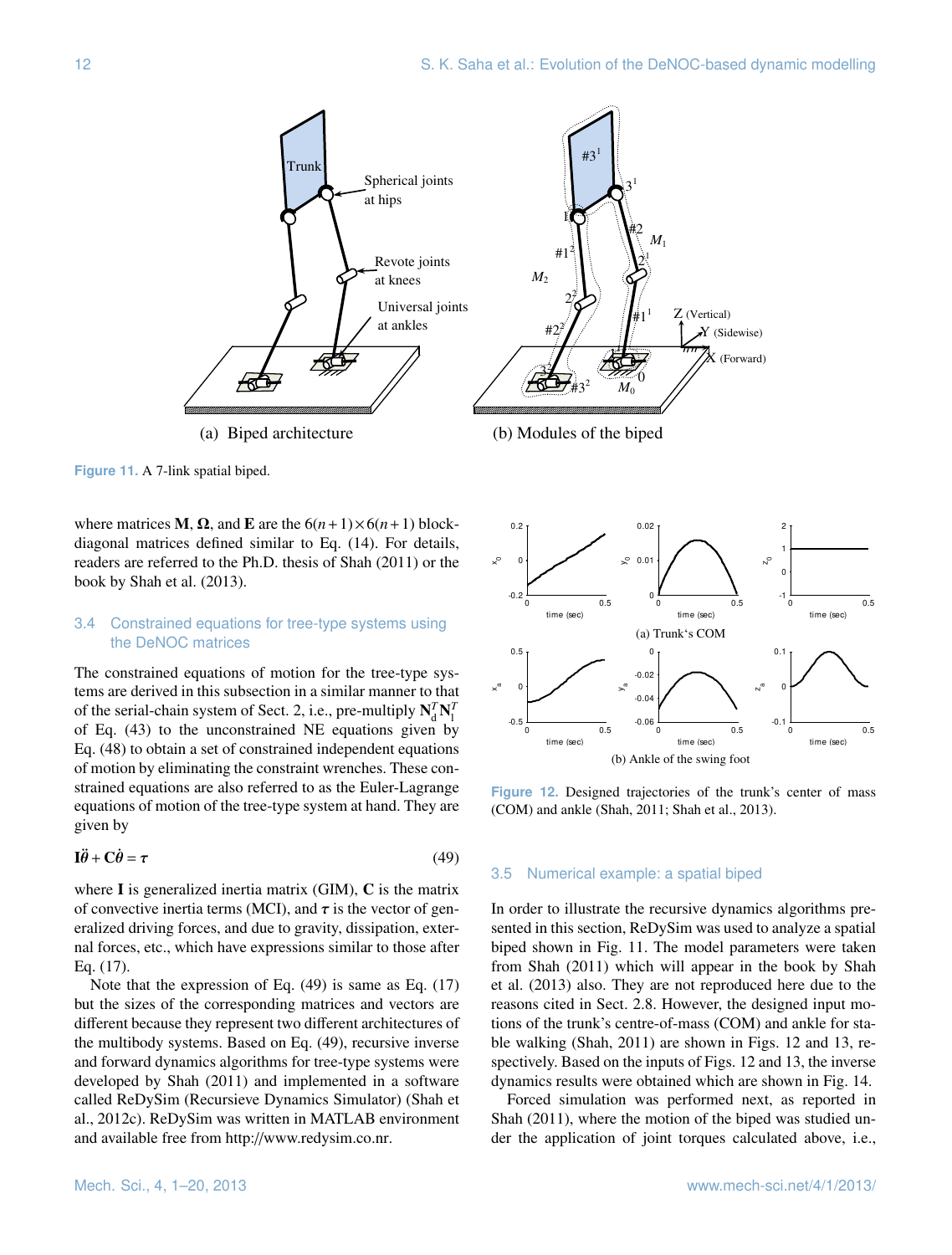(a) Biped architecture

(b) Modules of the biped

**Figure 11.** A 7-link spatial biped.

where matrices $\mathbf{M}$, $\mathbf{\Omega}$, and $\mathbf{E}$ are the $6(n+1)\times 6(n+1)$ block-diagonal matrices defined similar to Eq. (14). For details, readers are referred to the Ph.D. thesis of Shah (2011) or the book by Shah et al. (2013).

### 3.4 Constrained equations for tree-type systems using the DeNOC matrices

The constrained equations of motion for the tree-type systems are derived in this subsection in a similar manner to that of the serial-chain system of Sect. 2, i.e., pre-multiply $\mathbf{N}_d^T\mathbf{N}_l^T$ of Eq. (43) to the unconstrained NE equations given by Eq. (48) to obtain a set of constrained independent equations of motion by eliminating the constraint wrenches. These constrained equations are also referred to as the Euler-Lagrange equations of motion of the tree-type system at hand. They are given by

$$\mathbf{I}\ddot{\boldsymbol{\theta}} + \mathbf{C}\dot{\boldsymbol{\theta}} = \boldsymbol{\tau} \tag{49}$$

where $\mathbf{I}$ is generalized inertia matrix (GIM), $\mathbf{C}$ is the matrix of convective inertia terms (MCI), and $\boldsymbol{\tau}$ is the vector of generalized driving forces, and due to gravity, dissipation, external forces, etc., which have expressions similar to those after Eq. (17).

Note that the expression of Eq. (49) is same as Eq. (17) but the sizes of the corresponding matrices and vectors are different because they represent two different architectures of the multibody systems. Based on Eq. (49), recursive inverse and forward dynamics algorithms for tree-type systems were developed by Shah (2011) and implemented in a software called ReDySim (Recursieve Dynamics Simulator) (Shah et al., 2012c). ReDySim was written in MATLAB environment and available free from http://www.redysim.co.nr.

(a) Trunk's COM

(b) Ankle of the swing foot

**Figure 12.** Designed trajectories of the trunk's center of mass (COM) and ankle (Shah, 2011; Shah et al., 2013).

### 3.5 Numerical example: a spatial biped

In order to illustrate the recursive dynamics algorithms presented in this section, ReDySim was used to analyze a spatial biped shown in Fig. 11. The model parameters were taken from Shah (2011) which will appear in the book by Shah et al. (2013) also. They are not reproduced here due to the reasons cited in Sect. 2.8. However, the designed input motions of the trunk's centre-of-mass (COM) and ankle for stable walking (Shah, 2011) are shown in Figs. 12 and 13, respectively. Based on the inputs of Figs. 12 and 13, the inverse dynamics results were obtained which are shown in Fig. 14.

Forced simulation was performed next, as reported in Shah (2011), where the motion of the biped was studied under the application of joint torques calculated above, i.e.,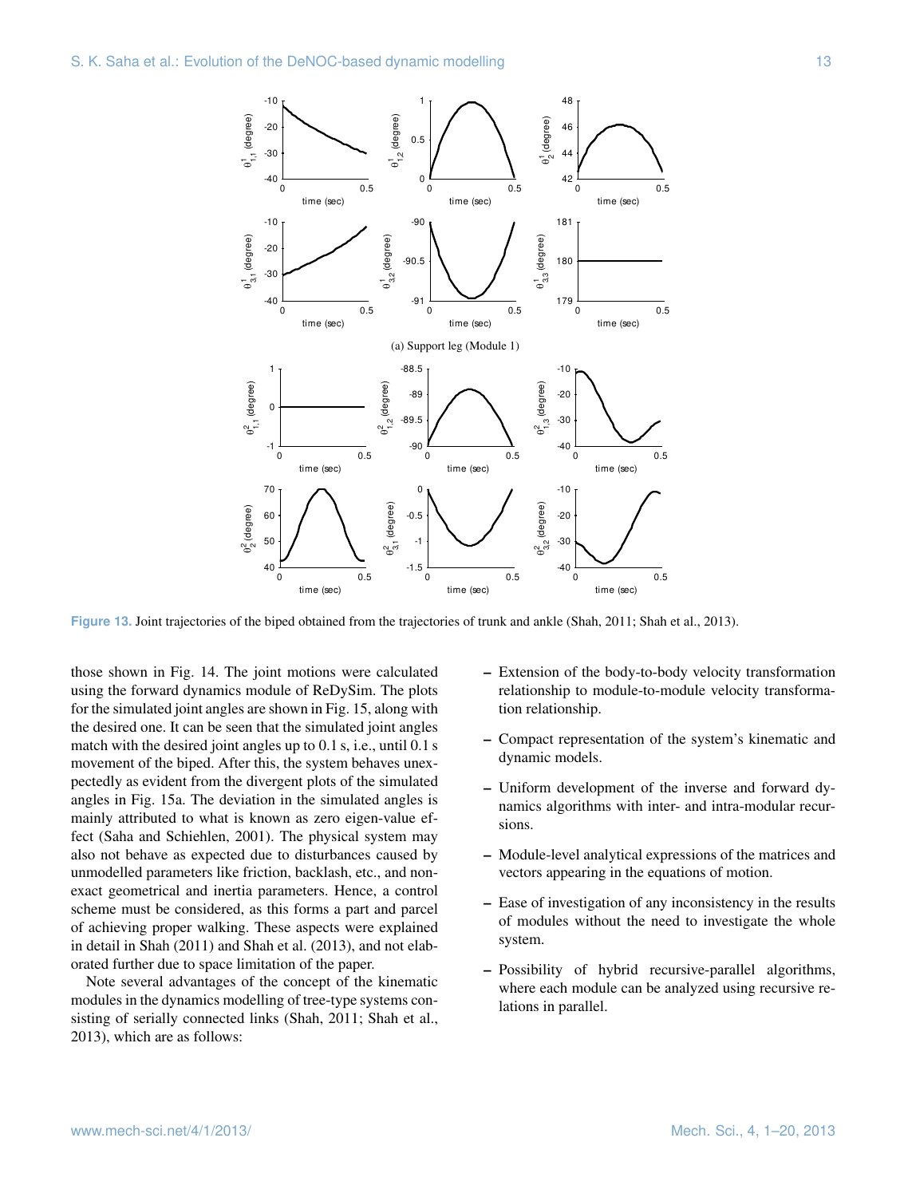Figure 13. Joint trajectories of the biped obtained from the trajectories of trunk and ankle (Shah, 2011; Shah et al., 2013).

those shown in Fig. 14. The joint motions were calculated using the forward dynamics module of ReDySim. The plots for the simulated joint angles are shown in Fig. 15, along with the desired one. It can be seen that the simulated joint angles match with the desired joint angles up to 0.1 s, i.e., until 0.1 s movement of the biped. After this, the system behaves unexpectedly as evident from the divergent plots of the simulated angles in Fig. 15a. The deviation in the simulated angles is mainly attributed to what is known as zero eigen-value effect (Saha and Schiehlen, 2001). The physical system may also not behave as expected due to disturbances caused by unmodelled parameters like friction, backlash, etc., and non-exact geometrical and inertia parameters. Hence, a control scheme must be considered, as this forms a part and parcel of achieving proper walking. These aspects were explained in detail in Shah (2011) and Shah et al. (2013), and not elaborated further due to space limitation of the paper.

Note several advantages of the concept of the kinematic modules in the dynamics modelling of tree-type systems consisting of serially connected links (Shah, 2011; Shah et al., 2013), which are as follows:

- Extension of the body-to-body velocity transformation relationship to module-to-module velocity transformation relationship.
- Compact representation of the system's kinematic and dynamic models.
- Uniform development of the inverse and forward dynamics algorithms with inter- and intra-modular recursions.
- Module-level analytical expressions of the matrices and vectors appearing in the equations of motion.
- Ease of investigation of any inconsistency in the results of modules without the need to investigate the whole system.
- Possibility of hybrid recursive-parallel algorithms, where each module can be analyzed using recursive relations in parallel.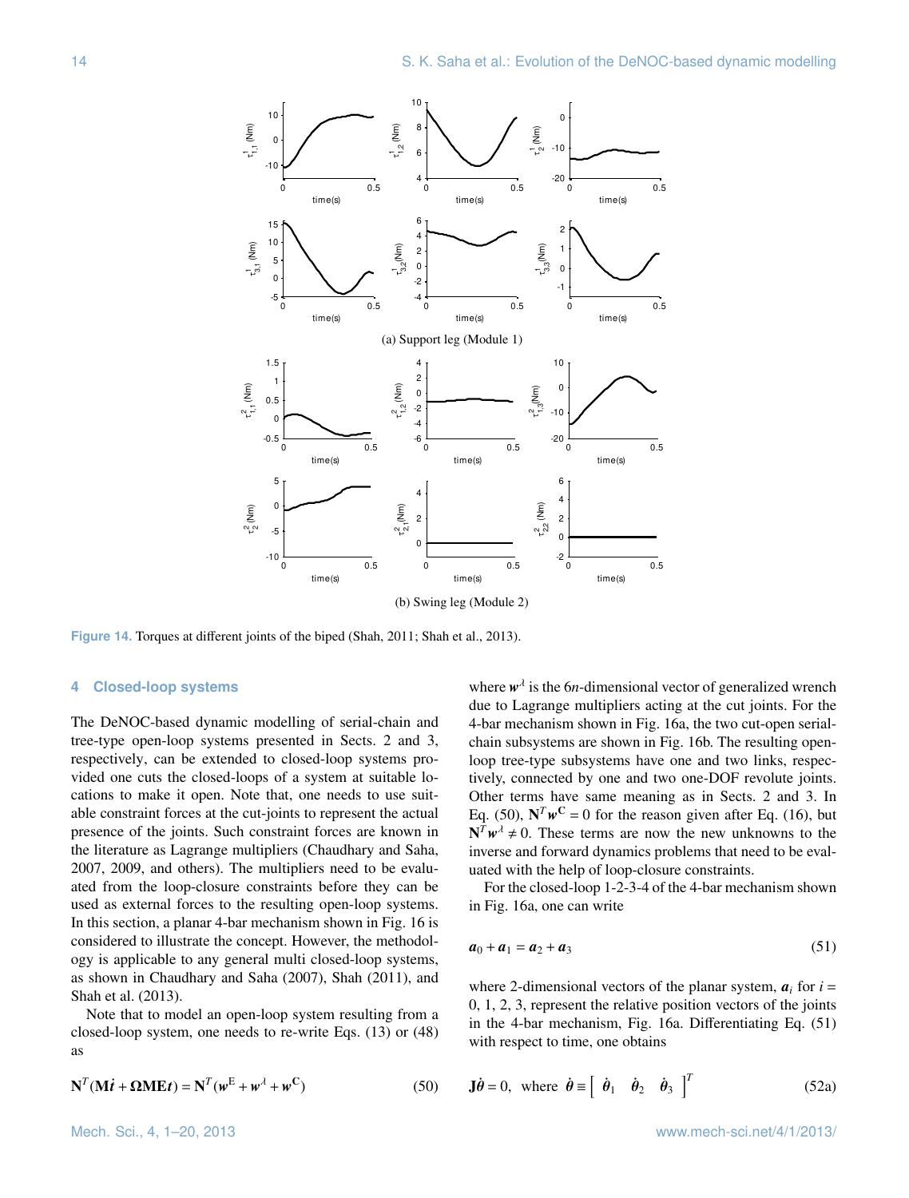(a) Support leg (Module 1)

(b) Swing leg (Module 2)

**Figure 14.** Torques at different joints of the biped (Shah, 2011; Shah et al., 2013).

## 4 Closed-loop systems

The DeNOC-based dynamic modelling of serial-chain and tree-type open-loop systems presented in Sects. 2 and 3, respectively, can be extended to closed-loop systems provided one cuts the closed-loops of a system at suitable locations to make it open. Note that, one needs to use suitable constraint forces at the cut-joints to represent the actual presence of the joints. Such constraint forces are known in the literature as Lagrange multipliers (Chaudhary and Saha, 2007, 2009, and others). The multipliers need to be evaluated from the loop-closure constraints before they can be used as external forces to the resulting open-loop systems. In this section, a planar 4-bar mechanism shown in Fig. 16 is considered to illustrate the concept. However, the methodology is applicable to any general multi closed-loop systems, as shown in Chaudhary and Saha (2007), Shah (2011), and Shah et al. (2013).

Note that to model an open-loop system resulting from a closed-loop system, one needs to re-write Eqs. (13) or (48) as

$$\mathbf{N}^T(\mathbf{M}\dot{\boldsymbol{t}} + \mathbf{\Omega}\mathbf{M}\mathbf{E}\boldsymbol{t}) = \mathbf{N}^T(\boldsymbol{w}^{\mathrm{E}} + \boldsymbol{w}^{\lambda} + \boldsymbol{w}^{\mathbf{C}}) \tag{50}$$

where $\boldsymbol{w}^{\lambda}$ is the $6n$-dimensional vector of generalized wrench due to Lagrange multipliers acting at the cut joints. For the 4-bar mechanism shown in Fig. 16a, the two cut-open serial-chain subsystems are shown in Fig. 16b. The resulting open-loop tree-type subsystems have one and two links, respectively, connected by one and two one-DOF revolute joints. Other terms have same meaning as in Sects. 2 and 3. In Eq. (50), $\mathbf{N}^T\boldsymbol{w}^{\mathbf{C}} = 0$ for the reason given after Eq. (16), but $\mathbf{N}^T\boldsymbol{w}^{\lambda} \neq 0$. These terms are now the new unknowns to the inverse and forward dynamics problems that need to be evaluated with the help of loop-closure constraints.

For the closed-loop 1-2-3-4 of the 4-bar mechanism shown in Fig. 16a, one can write

$$\boldsymbol{a}_0 + \boldsymbol{a}_1 = \boldsymbol{a}_2 + \boldsymbol{a}_3 \tag{51}$$

where 2-dimensional vectors of the planar system, $\boldsymbol{a}_i$ for $i = 0, 1, 2, 3$, represent the relative position vectors of the joints in the 4-bar mechanism, Fig. 16a. Differentiating Eq. (51) with respect to time, one obtains

$$\mathbf{J}\dot{\boldsymbol{\theta}} = 0, \text{ where } \dot{\boldsymbol{\theta}} \equiv \begin{bmatrix} \dot{\theta}_1 & \dot{\theta}_2 & \dot{\theta}_3 \end{bmatrix}^T \tag{52a}$$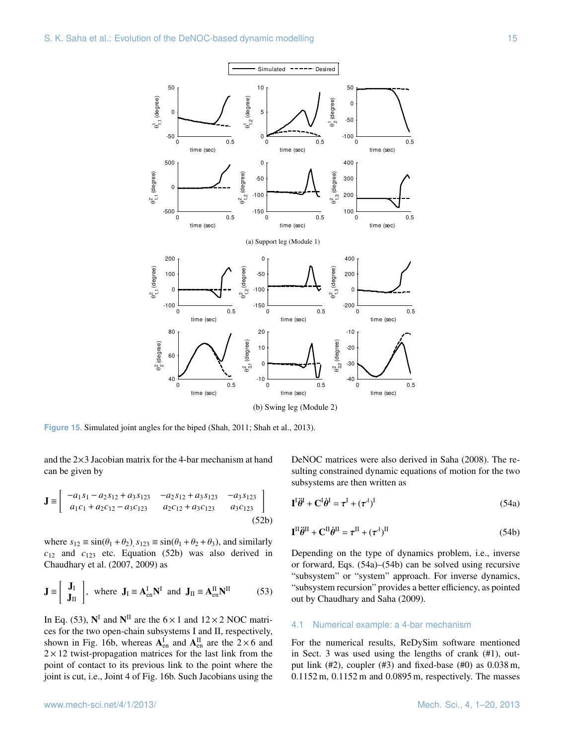Figure 15. Simulated joint angles for the biped (Shah, 2011; Shah et al., 2013).

and the 2×3 Jacobian matrix for the 4-bar mechanism at hand can be given by

$$\mathbf{J} \equiv \begin{bmatrix} -a_1 s_1 - a_2 s_{12} + a_3 s_{123} & -a_2 s_{12} + a_3 s_{123} & -a_3 s_{123} \\ a_1 c_1 + a_2 c_{12} - a_3 c_{123} & a_2 c_{12} + a_3 c_{123} & a_3 c_{123} \end{bmatrix} \tag{52b}$$

where $s_{12} \equiv \sin(\theta_1 + \theta_2)$, $s_{123} \equiv \sin(\theta_1 + \theta_2 + \theta_3)$, and similarly $c_{12}$ and $c_{123}$ etc. Equation (52b) was also derived in Chaudhary et al. (2007, 2009) as

$$\mathbf{J} \equiv \begin{bmatrix} \mathbf{J}_{\mathrm{I}} \\ \mathbf{J}_{\mathrm{II}} \end{bmatrix}, \text{ where } \mathbf{J}_{\mathrm{I}} \equiv \mathbf{A}_{\mathrm{en}}^{\mathrm{I}} \mathbf{N}^{\mathrm{I}} \text{ and } \mathbf{J}_{\mathrm{II}} \equiv \mathbf{A}_{\mathrm{en}}^{\mathrm{II}} \mathbf{N}^{\mathrm{II}} \tag{53}$$

In Eq. (53), $\mathbf{N}^{\mathrm{I}}$ and $\mathbf{N}^{\mathrm{II}}$ are the $6 \times 1$ and $12 \times 2$ NOC matrices for the two open-chain subsystems I and II, respectively, shown in Fig. 16b, whereas $\mathbf{A}_{\mathrm{en}}^{\mathrm{I}}$ and $\mathbf{A}_{\mathrm{en}}^{\mathrm{II}}$ are the $2 \times 6$ and $2 \times 12$ twist-propagation matrices for the last link from the point of contact to its previous link to the point where the joint is cut, i.e., Joint 4 of Fig. 16b. Such Jacobians using the DeNOC matrices were also derived in Saha (2008). The resulting constrained dynamic equations of motion for the two subsystems are then written as

$$\mathbf{I}^{\mathrm{I}} \ddot{\boldsymbol{\theta}}^{\mathrm{I}} + \mathbf{C}^{\mathrm{I}} \dot{\boldsymbol{\theta}}^{\mathrm{I}} = \boldsymbol{\tau}^{\mathrm{I}} + (\boldsymbol{\tau}^{\lambda})^{\mathrm{I}} \tag{54a}$$

$$\mathbf{I}^{\mathrm{II}} \ddot{\boldsymbol{\theta}}^{\mathrm{II}} + \mathbf{C}^{\mathrm{II}} \dot{\boldsymbol{\theta}}^{\mathrm{II}} = \boldsymbol{\tau}^{\mathrm{II}} + (\boldsymbol{\tau}^{\lambda})^{\mathrm{II}} \tag{54b}$$

Depending on the type of dynamics problem, i.e., inverse or forward, Eqs. (54a)–(54b) can be solved using recursive "subsystem" or "system" approach. For inverse dynamics, "subsystem recursion" provides a better efficiency, as pointed out by Chaudhary and Saha (2009).

## 4.1 Numerical example: a 4-bar mechanism

For the numerical results, ReDySim software mentioned in Sect. 3 was used using the lengths of crank (#1), output link (#2), coupler (#3) and fixed-base (#0) as 0.038 m, 0.1152 m, 0.1152 m and 0.0895 m, respectively. The masses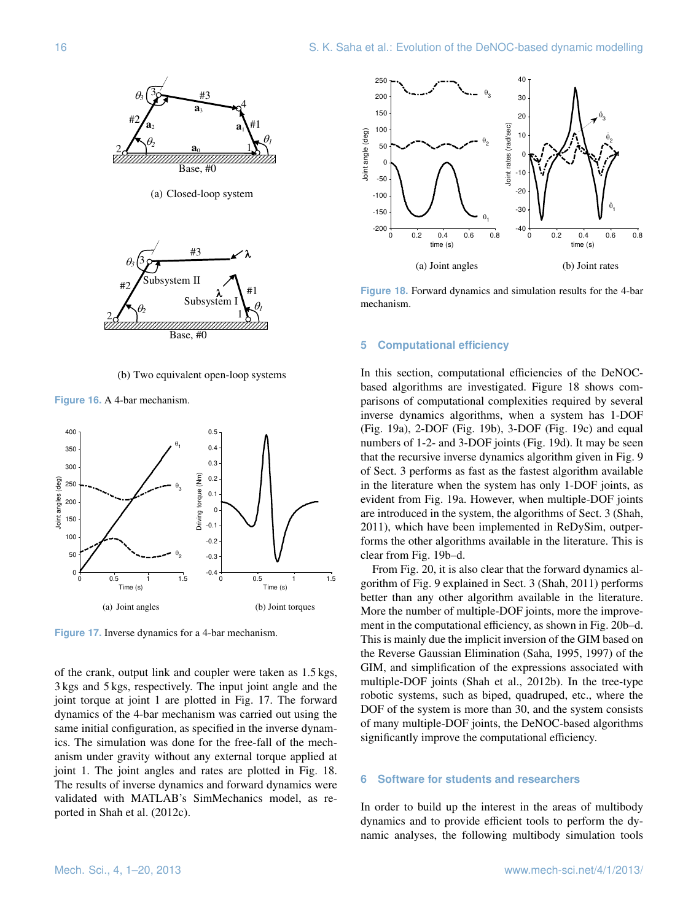(a) Closed-loop system

(b) Two equivalent open-loop systems

**Figure 16.** A 4-bar mechanism.

(a) Joint angles

(b) Joint torques

**Figure 17.** Inverse dynamics for a 4-bar mechanism.

of the crank, output link and coupler were taken as 1.5 kgs, 3 kgs and 5 kgs, respectively. The input joint angle and the joint torque at joint 1 are plotted in Fig. 17. The forward dynamics of the 4-bar mechanism was carried out using the same initial configuration, as specified in the inverse dynamics. The simulation was done for the free-fall of the mechanism under gravity without any external torque applied at joint 1. The joint angles and rates are plotted in Fig. 18. The results of inverse dynamics and forward dynamics were validated with MATLAB's SimMechanics model, as reported in Shah et al. (2012c).

(a) Joint angles

(b) Joint rates

**Figure 18.** Forward dynamics and simulation results for the 4-bar mechanism.

## 5 Computational efficiency

In this section, computational efficiencies of the DeNOC-based algorithms are investigated. Figure 18 shows comparisons of computational complexities required by several inverse dynamics algorithms, when a system has 1-DOF (Fig. 19a), 2-DOF (Fig. 19b), 3-DOF (Fig. 19c) and equal numbers of 1-2- and 3-DOF joints (Fig. 19d). It may be seen that the recursive inverse dynamics algorithm given in Fig. 9 of Sect. 3 performs as fast as the fastest algorithm available in the literature when the system has only 1-DOF joints, as evident from Fig. 19a. However, when multiple-DOF joints are introduced in the system, the algorithms of Sect. 3 (Shah, 2011), which have been implemented in ReDySim, outperforms the other algorithms available in the literature. This is clear from Fig. 19b–d.

From Fig. 20, it is also clear that the forward dynamics algorithm of Fig. 9 explained in Sect. 3 (Shah, 2011) performs better than any other algorithm available in the literature. More the number of multiple-DOF joints, more the improvement in the computational efficiency, as shown in Fig. 20b–d. This is mainly due the implicit inversion of the GIM based on the Reverse Gaussian Elimination (Saha, 1995, 1997) of the GIM, and simplification of the expressions associated with multiple-DOF joints (Shah et al., 2012b). In the tree-type robotic systems, such as biped, quadruped, etc., where the DOF of the system is more than 30, and the system consists of many multiple-DOF joints, the DeNOC-based algorithms significantly improve the computational efficiency.

## 6 Software for students and researchers

In order to build up the interest in the areas of multibody dynamics and to provide efficient tools to perform the dynamic analyses, the following multibody simulation tools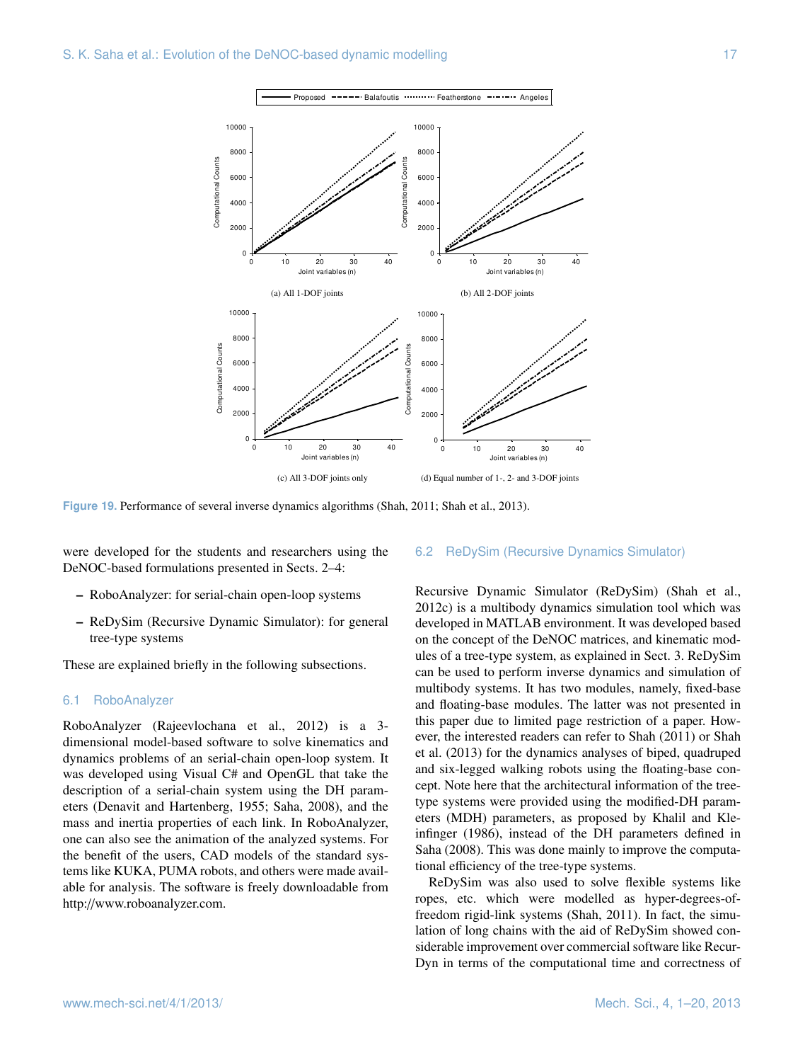Figure 19. Performance of several inverse dynamics algorithms (Shah, 2011; Shah et al., 2013).

were developed for the students and researchers using the DeNOC-based formulations presented in Sects. 2–4:

- RoboAnalyzer: for serial-chain open-loop systems
- ReDySim (Recursive Dynamic Simulator): for general tree-type systems

These are explained briefly in the following subsections.

### 6.1 RoboAnalyzer

RoboAnalyzer (Rajeevlochana et al., 2012) is a 3-dimensional model-based software to solve kinematics and dynamics problems of an serial-chain open-loop system. It was developed using Visual C# and OpenGL that take the description of a serial-chain system using the DH parameters (Denavit and Hartenberg, 1955; Saha, 2008), and the mass and inertia properties of each link. In RoboAnalyzer, one can also see the animation of the analyzed systems. For the benefit of the users, CAD models of the standard systems like KUKA, PUMA robots, and others were made available for analysis. The software is freely downloadable from http://www.roboanalyzer.com.

### 6.2 ReDySim (Recursive Dynamics Simulator)

Recursive Dynamic Simulator (ReDySim) (Shah et al., 2012c) is a multibody dynamics simulation tool which was developed in MATLAB environment. It was developed based on the concept of the DeNOC matrices, and kinematic modules of a tree-type system, as explained in Sect. 3. ReDySim can be used to perform inverse dynamics and simulation of multibody systems. It has two modules, namely, fixed-base and floating-base modules. The latter was not presented in this paper due to limited page restriction of a paper. However, the interested readers can refer to Shah (2011) or Shah et al. (2013) for the dynamics analyses of biped, quadruped and six-legged walking robots using the floating-base concept. Note here that the architectural information of the tree-type systems were provided using the modified-DH parameters (MDH) parameters, as proposed by Khalil and Kleinfinger (1986), instead of the DH parameters defined in Saha (2008). This was done mainly to improve the computational efficiency of the tree-type systems.

ReDySim was also used to solve flexible systems like ropes, etc. which were modelled as hyper-degrees-of-freedom rigid-link systems (Shah, 2011). In fact, the simulation of long chains with the aid of ReDySim showed considerable improvement over commercial software like RecurDyn in terms of the computational time and correctness of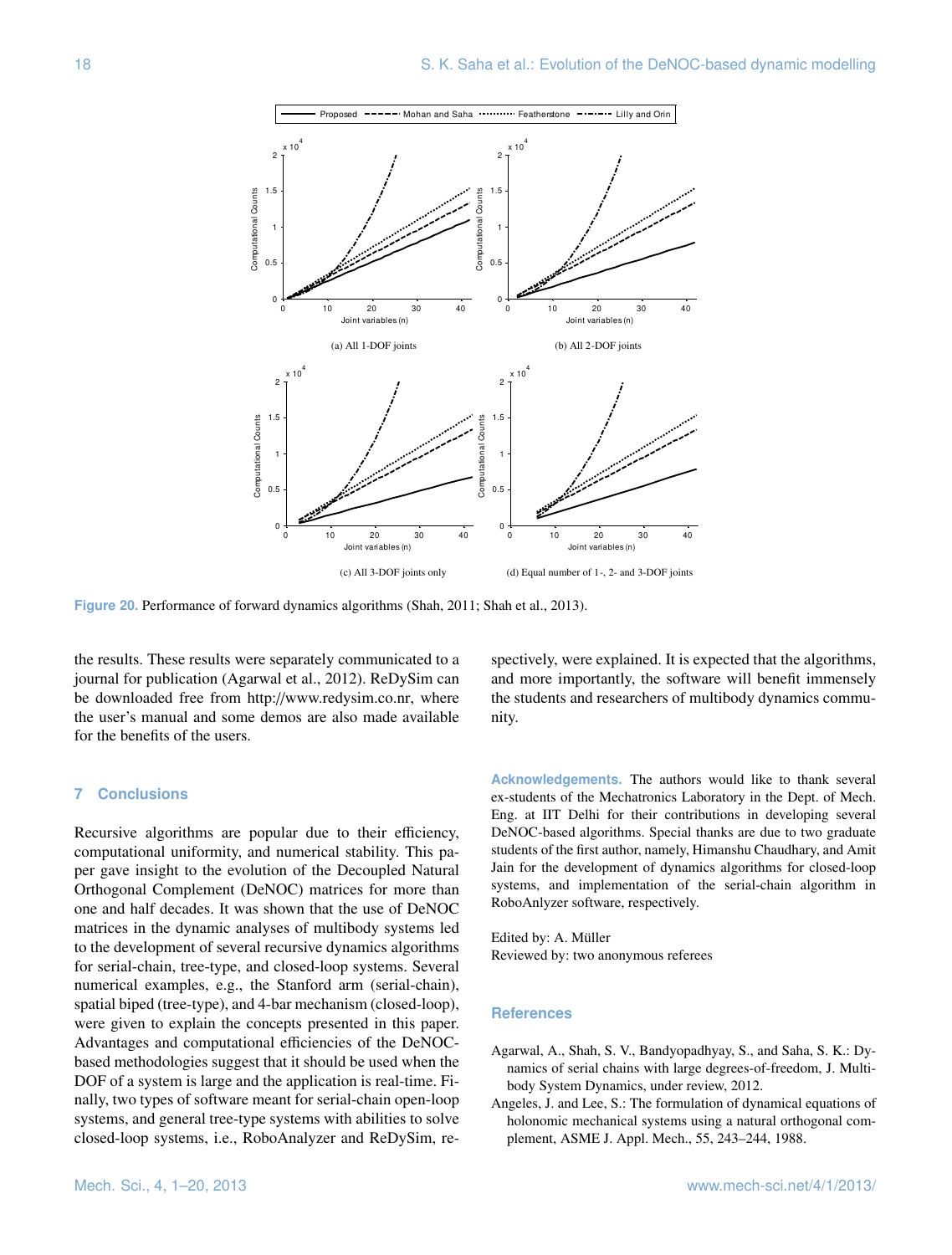(a) All 1-DOF joints

(b) All 2-DOF joints

(c) All 3-DOF joints only

(d) Equal number of 1-, 2- and 3-DOF joints

**Figure 20.** Performance of forward dynamics algorithms (Shah, 2011; Shah et al., 2013).

the results. These results were separately communicated to a journal for publication (Agarwal et al., 2012). ReDySim can be downloaded free from http://www.redysim.co.nr, where the user's manual and some demos are also made available for the benefits of the users.

## 7 Conclusions

Recursive algorithms are popular due to their efficiency, computational uniformity, and numerical stability. This paper gave insight to the evolution of the Decoupled Natural Orthogonal Complement (DeNOC) matrices for more than one and half decades. It was shown that the use of DeNOC matrices in the dynamic analyses of multibody systems led to the development of several recursive dynamics algorithms for serial-chain, tree-type, and closed-loop systems. Several numerical examples, e.g., the Stanford arm (serial-chain), spatial biped (tree-type), and 4-bar mechanism (closed-loop), were given to explain the concepts presented in this paper. Advantages and computational efficiencies of the DeNOC-based methodologies suggest that it should be used when the DOF of a system is large and the application is real-time. Finally, two types of software meant for serial-chain open-loop systems, and general tree-type systems with abilities to solve closed-loop systems, i.e., RoboAnalyzer and ReDySim, respectively, were explained. It is expected that the algorithms, and more importantly, the software will benefit immensely the students and researchers of multibody dynamics community.

**Acknowledgements.** The authors would like to thank several ex-students of the Mechatronics Laboratory in the Dept. of Mech. Eng. at IIT Delhi for their contributions in developing several DeNOC-based algorithms. Special thanks are due to two graduate students of the first author, namely, Himanshu Chaudhary, and Amit Jain for the development of dynamics algorithms for closed-loop systems, and implementation of the serial-chain algorithm in RoboAnlyzer software, respectively.

Edited by: A. Müller
Reviewed by: two anonymous referees

## References

Agarwal, A., Shah, S. V., Bandyopadhyay, S., and Saha, S. K.: Dynamics of serial chains with large degrees-of-freedom, J. Multibody System Dynamics, under review, 2012.

Angeles, J. and Lee, S.: The formulation of dynamical equations of holonomic mechanical systems using a natural orthogonal complement, ASME J. Appl. Mech., 55, 243–244, 1988.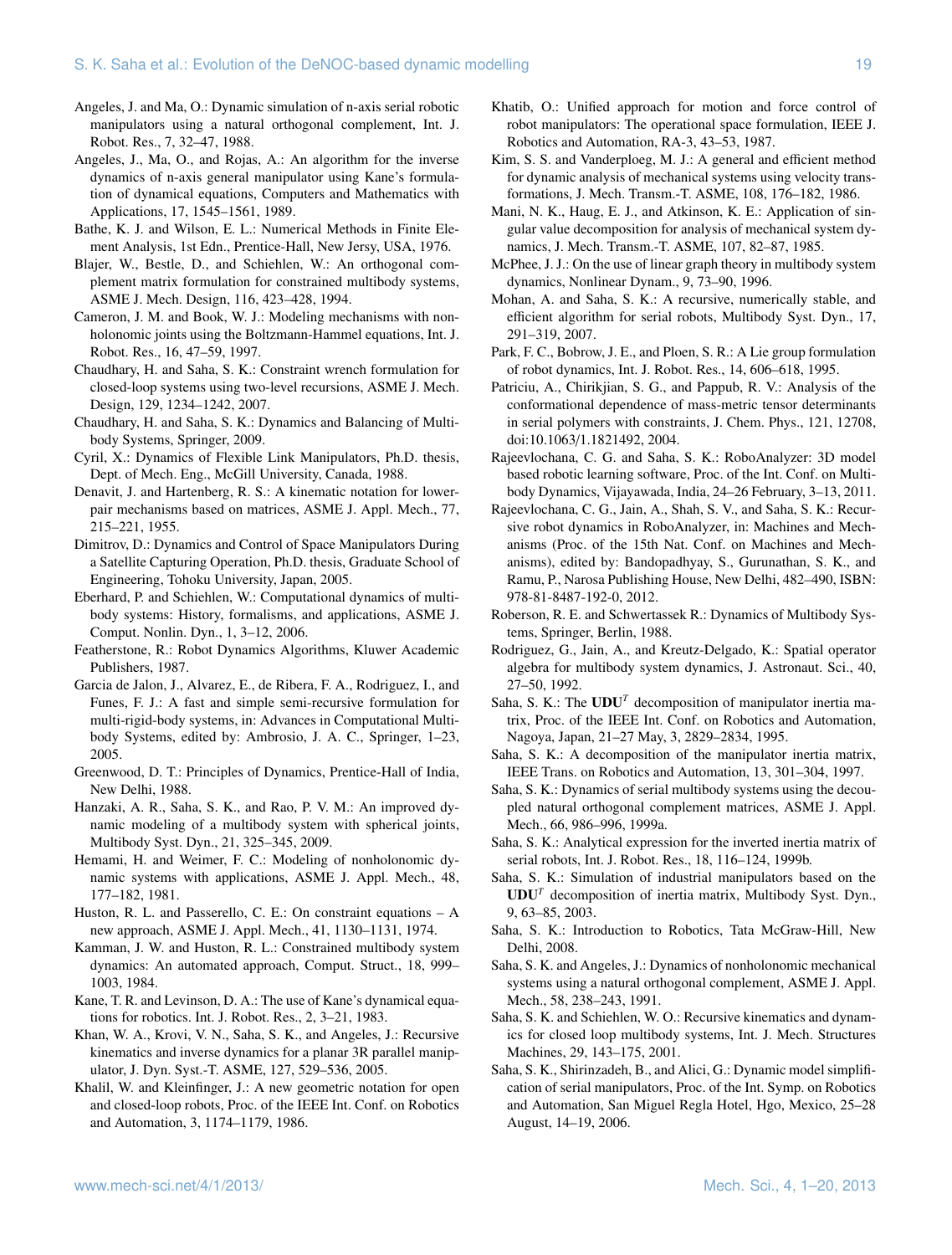Angeles, J. and Ma, O.: Dynamic simulation of n-axis serial robotic manipulators using a natural orthogonal complement, Int. J. Robot. Res., 7, 32–47, 1988.

Angeles, J., Ma, O., and Rojas, A.: An algorithm for the inverse dynamics of n-axis general manipulator using Kane's formulation of dynamical equations, Computers and Mathematics with Applications, 17, 1545–1561, 1989.

Bathe, K. J. and Wilson, E. L.: Numerical Methods in Finite Element Analysis, 1st Edn., Prentice-Hall, New Jersy, USA, 1976.

Blajer, W., Bestle, D., and Schiehlen, W.: An orthogonal complement matrix formulation for constrained multibody systems, ASME J. Mech. Design, 116, 423–428, 1994.

Cameron, J. M. and Book, W. J.: Modeling mechanisms with nonholonomic joints using the Boltzmann-Hammel equations, Int. J. Robot. Res., 16, 47–59, 1997.

Chaudhary, H. and Saha, S. K.: Constraint wrench formulation for closed-loop systems using two-level recursions, ASME J. Mech. Design, 129, 1234–1242, 2007.

Chaudhary, H. and Saha, S. K.: Dynamics and Balancing of Multibody Systems, Springer, 2009.

Cyril, X.: Dynamics of Flexible Link Manipulators, Ph.D. thesis, Dept. of Mech. Eng., McGill University, Canada, 1988.

Denavit, J. and Hartenberg, R. S.: A kinematic notation for lower-pair mechanisms based on matrices, ASME J. Appl. Mech., 77, 215–221, 1955.

Dimitrov, D.: Dynamics and Control of Space Manipulators During a Satellite Capturing Operation, Ph.D. thesis, Graduate School of Engineering, Tohoku University, Japan, 2005.

Eberhard, P. and Schiehlen, W.: Computational dynamics of multibody systems: History, formalisms, and applications, ASME J. Comput. Nonlin. Dyn., 1, 3–12, 2006.

Featherstone, R.: Robot Dynamics Algorithms, Kluwer Academic Publishers, 1987.

Garcia de Jalon, J., Alvarez, E., de Ribera, F. A., Rodriguez, I., and Funes, F. J.: A fast and simple semi-recursive formulation for multi-rigid-body systems, in: Advances in Computational Multibody Systems, edited by: Ambrosio, J. A. C., Springer, 1–23, 2005.

Greenwood, D. T.: Principles of Dynamics, Prentice-Hall of India, New Delhi, 1988.

Hanzaki, A. R., Saha, S. K., and Rao, P. V. M.: An improved dynamic modeling of a multibody system with spherical joints, Multibody Syst. Dyn., 21, 325–345, 2009.

Hemami, H. and Weimer, F. C.: Modeling of nonholonomic dynamic systems with applications, ASME J. Appl. Mech., 48, 177–182, 1981.

Huston, R. L. and Passerello, C. E.: On constraint equations – A new approach, ASME J. Appl. Mech., 41, 1130–1131, 1974.

Kamman, J. W. and Huston, R. L.: Constrained multibody system dynamics: An automated approach, Comput. Struct., 18, 999–1003, 1984.

Kane, T. R. and Levinson, D. A.: The use of Kane's dynamical equations for robotics. Int. J. Robot. Res., 2, 3–21, 1983.

Khan, W. A., Krovi, V. N., Saha, S. K., and Angeles, J.: Recursive kinematics and inverse dynamics for a planar 3R parallel manipulator, J. Dyn. Syst.-T. ASME, 127, 529–536, 2005.

Khalil, W. and Kleinfinger, J.: A new geometric notation for open and closed-loop robots, Proc. of the IEEE Int. Conf. on Robotics and Automation, 3, 1174–1179, 1986.

Khatib, O.: Unified approach for motion and force control of robot manipulators: The operational space formulation, IEEE J. Robotics and Automation, RA-3, 43–53, 1987.

Kim, S. S. and Vanderploeg, M. J.: A general and efficient method for dynamic analysis of mechanical systems using velocity transformations, J. Mech. Transm.-T. ASME, 108, 176–182, 1986.

Mani, N. K., Haug, E. J., and Atkinson, K. E.: Application of singular value decomposition for analysis of mechanical system dynamics, J. Mech. Transm.-T. ASME, 107, 82–87, 1985.

McPhee, J. J.: On the use of linear graph theory in multibody system dynamics, Nonlinear Dynam., 9, 73–90, 1996.

Mohan, A. and Saha, S. K.: A recursive, numerically stable, and efficient algorithm for serial robots, Multibody Syst. Dyn., 17, 291–319, 2007.

Park, F. C., Bobrow, J. E., and Ploen, S. R.: A Lie group formulation of robot dynamics, Int. J. Robot. Res., 14, 606–618, 1995.

Patriciu, A., Chirikjian, S. G., and Pappub, R. V.: Analysis of the conformational dependence of mass-metric tensor determinants in serial polymers with constraints, J. Chem. Phys., 121, 12708, doi:10.1063/1.1821492, 2004.

Rajeevlochana, C. G. and Saha, S. K.: RoboAnalyzer: 3D model based robotic learning software, Proc. of the Int. Conf. on Multibody Dynamics, Vijayawada, India, 24–26 February, 3–13, 2011.

Rajeevlochana, C. G., Jain, A., Shah, S. V., and Saha, S. K.: Recursive robot dynamics in RoboAnalyzer, in: Machines and Mechanisms (Proc. of the 15th Nat. Conf. on Machines and Mechanisms), edited by: Bandopadhyay, S., Gurunathan, S. K., and Ramu, P., Narosa Publishing House, New Delhi, 482–490, ISBN: 978-81-8487-192-0, 2012.

Roberson, R. E. and Schwertassek R.: Dynamics of Multibody Systems, Springer, Berlin, 1988.

Rodriguez, G., Jain, A., and Kreutz-Delgado, K.: Spatial operator algebra for multibody system dynamics, J. Astronaut. Sci., 40, 27–50, 1992.

Saha, S. K.: The $\mathbf{UDU}^T$ decomposition of manipulator inertia matrix, Proc. of the IEEE Int. Conf. on Robotics and Automation, Nagoya, Japan, 21–27 May, 3, 2829–2834, 1995.

Saha, S. K.: A decomposition of the manipulator inertia matrix, IEEE Trans. on Robotics and Automation, 13, 301–304, 1997.

Saha, S. K.: Dynamics of serial multibody systems using the decoupled natural orthogonal complement matrices, ASME J. Appl. Mech., 66, 986–996, 1999a.

Saha, S. K.: Analytical expression for the inverted inertia matrix of serial robots, Int. J. Robot. Res., 18, 116–124, 1999b.

Saha, S. K.: Simulation of industrial manipulators based on the $\mathbf{UDU}^T$ decomposition of inertia matrix, Multibody Syst. Dyn., 9, 63–85, 2003.

Saha, S. K.: Introduction to Robotics, Tata McGraw-Hill, New Delhi, 2008.

Saha, S. K. and Angeles, J.: Dynamics of nonholonomic mechanical systems using a natural orthogonal complement, ASME J. Appl. Mech., 58, 238–243, 1991.

Saha, S. K. and Schiehlen, W. O.: Recursive kinematics and dynamics for closed loop multibody systems, Int. J. Mech. Structures Machines, 29, 143–175, 2001.

Saha, S. K., Shirinzadeh, B., and Alici, G.: Dynamic model simplification of serial manipulators, Proc. of the Int. Symp. on Robotics and Automation, San Miguel Regla Hotel, Hgo, Mexico, 25–28 August, 14–19, 2006.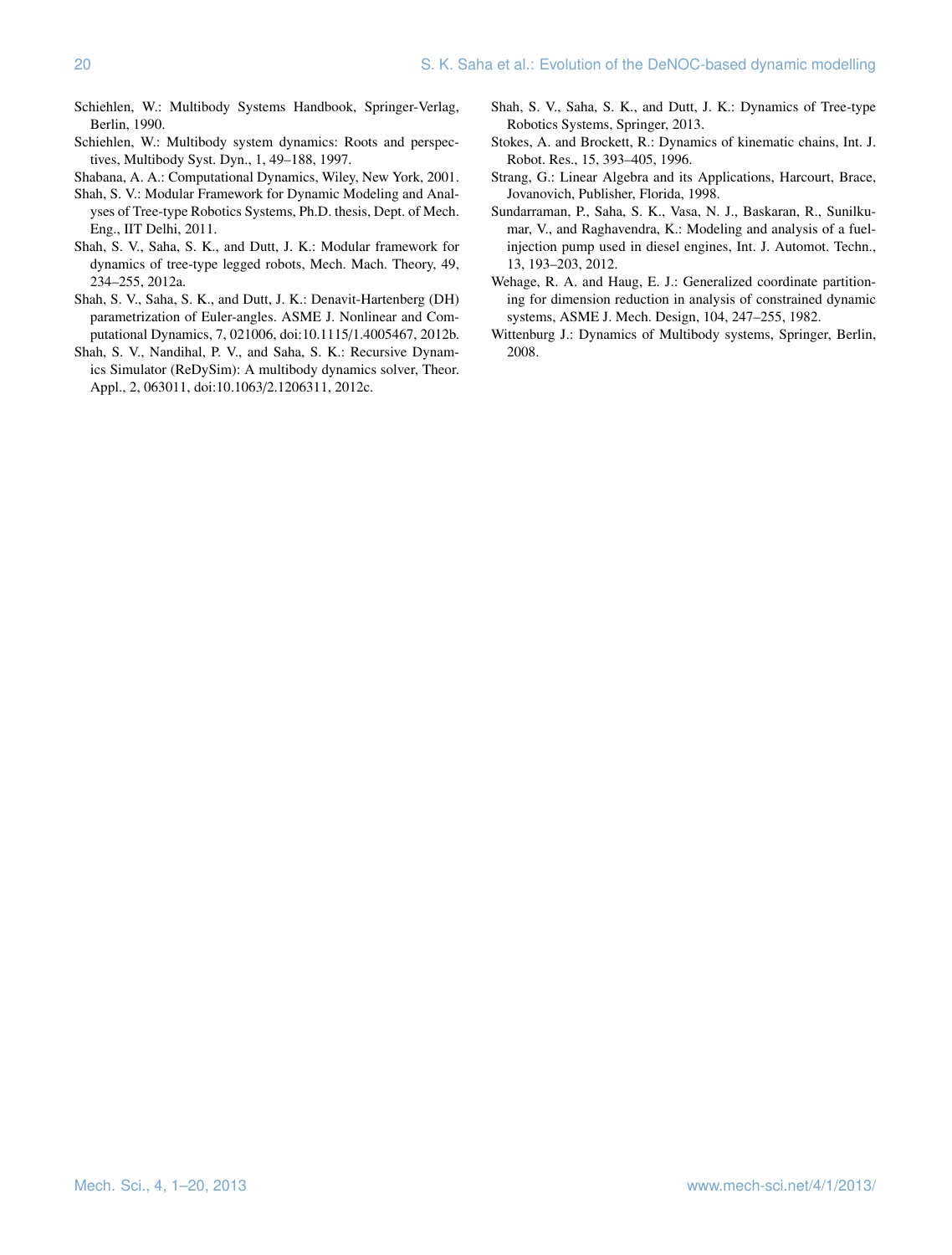Schiehlen, W.: Multibody Systems Handbook, Springer-Verlag, Berlin, 1990.

Schiehlen, W.: Multibody system dynamics: Roots and perspectives, Multibody Syst. Dyn., 1, 49–188, 1997.

Shabana, A. A.: Computational Dynamics, Wiley, New York, 2001.

Shah, S. V.: Modular Framework for Dynamic Modeling and Analyses of Tree-type Robotics Systems, Ph.D. thesis, Dept. of Mech. Eng., IIT Delhi, 2011.

Shah, S. V., Saha, S. K., and Dutt, J. K.: Modular framework for dynamics of tree-type legged robots, Mech. Mach. Theory, 49, 234–255, 2012a.

Shah, S. V., Saha, S. K., and Dutt, J. K.: Denavit-Hartenberg (DH) parametrization of Euler-angles. ASME J. Nonlinear and Computational Dynamics, 7, 021006, doi:10.1115/1.4005467, 2012b.

Shah, S. V., Nandihal, P. V., and Saha, S. K.: Recursive Dynamics Simulator (ReDySim): A multibody dynamics solver, Theor. Appl., 2, 063011, doi:10.1063/2.1206311, 2012c.

Shah, S. V., Saha, S. K., and Dutt, J. K.: Dynamics of Tree-type Robotics Systems, Springer, 2013.

Stokes, A. and Brockett, R.: Dynamics of kinematic chains, Int. J. Robot. Res., 15, 393–405, 1996.

Strang, G.: Linear Algebra and its Applications, Harcourt, Brace, Jovanovich, Publisher, Florida, 1998.

Sundarraman, P., Saha, S. K., Vasa, N. J., Baskaran, R., Sunilkumar, V., and Raghavendra, K.: Modeling and analysis of a fuel-injection pump used in diesel engines, Int. J. Automot. Techn., 13, 193–203, 2012.

Wehage, R. A. and Haug, E. J.: Generalized coordinate partitioning for dimension reduction in analysis of constrained dynamic systems, ASME J. Mech. Design, 104, 247–255, 1982.

Wittenburg J.: Dynamics of Multibody systems, Springer, Berlin, 2008.